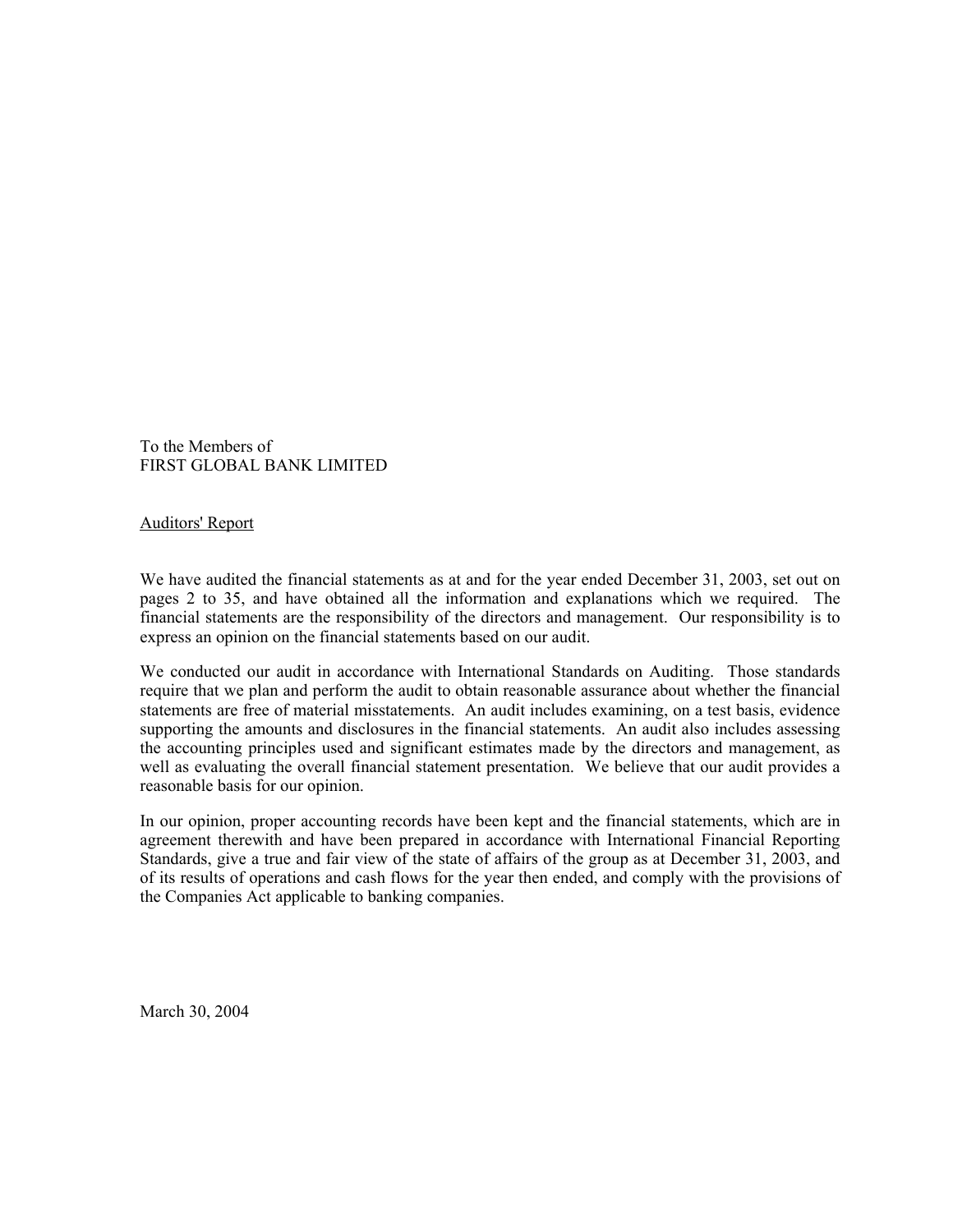To the Members of
FIRST GLOBAL BANK LIMITED

<u>Auditors' Report</u>

We have audited the financial statements as at and for the year ended December 31, 2003, set out on pages 2 to 35, and have obtained all the information and explanations which we required. The financial statements are the responsibility of the directors and management. Our responsibility is to express an opinion on the financial statements based on our audit.

We conducted our audit in accordance with International Standards on Auditing. Those standards require that we plan and perform the audit to obtain reasonable assurance about whether the financial statements are free of material misstatements. An audit includes examining, on a test basis, evidence supporting the amounts and disclosures in the financial statements. An audit also includes assessing the accounting principles used and significant estimates made by the directors and management, as well as evaluating the overall financial statement presentation. We believe that our audit provides a reasonable basis for our opinion.

In our opinion, proper accounting records have been kept and the financial statements, which are in agreement therewith and have been prepared in accordance with International Financial Reporting Standards, give a true and fair view of the state of affairs of the group as at December 31, 2003, and of its results of operations and cash flows for the year then ended, and comply with the provisions of the Companies Act applicable to banking companies.

March 30, 2004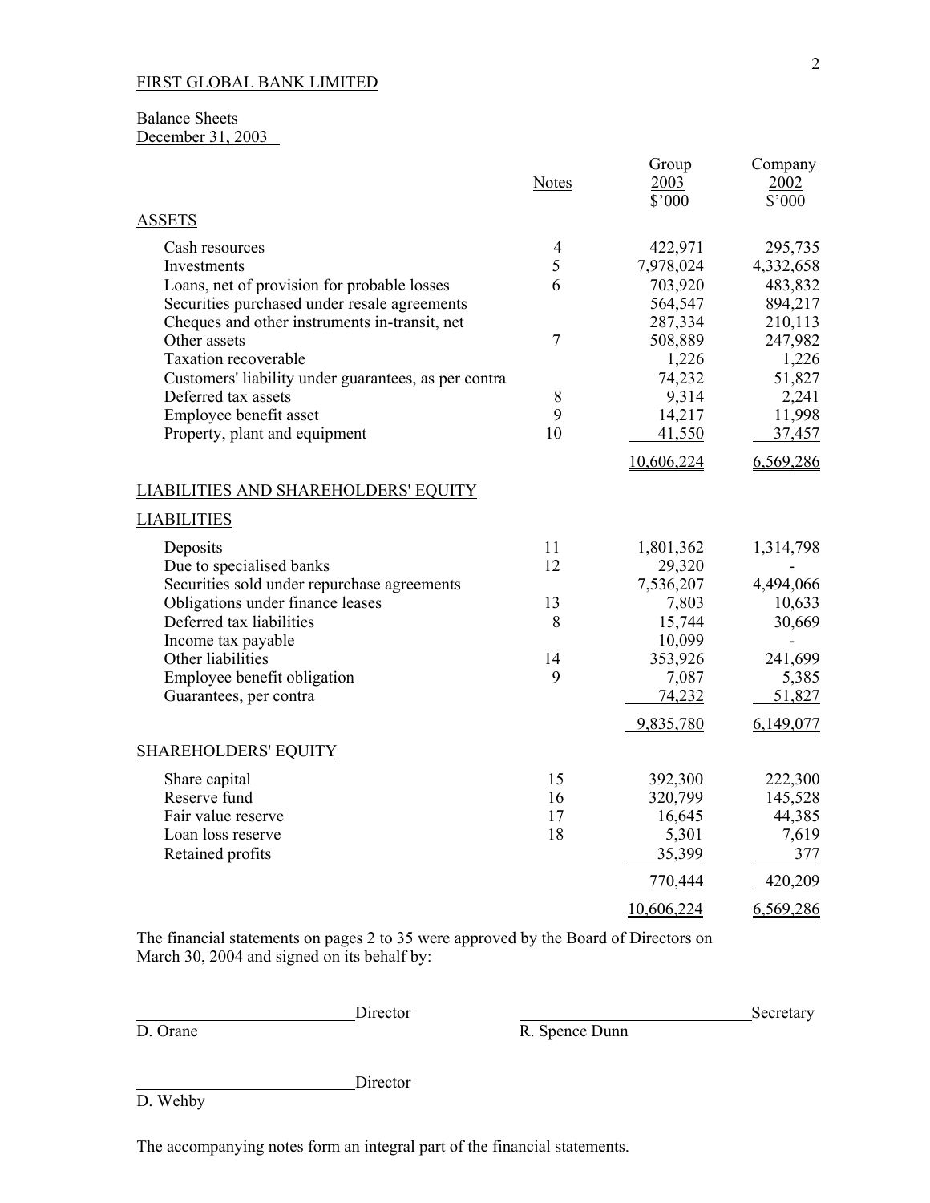FIRST GLOBAL BANK LIMITED

Balance Sheets
December 31, 2003

| | Notes | Group 2003 $'000 | Company 2002 $'000 |
|---|---|---|---|
| **ASSETS** | | | |
| Cash resources | 4 | 422,971 | 295,735 |
| Investments | 5 | 7,978,024 | 4,332,658 |
| Loans, net of provision for probable losses | 6 | 703,920 | 483,832 |
| Securities purchased under resale agreements | | 564,547 | 894,217 |
| Cheques and other instruments in-transit, net | | 287,334 | 210,113 |
| Other assets | 7 | 508,889 | 247,982 |
| Taxation recoverable | | 1,226 | 1,226 |
| Customers' liability under guarantees, as per contra | | 74,232 | 51,827 |
| Deferred tax assets | 8 | 9,314 | 2,241 |
| Employee benefit asset | 9 | 14,217 | 11,998 |
| Property, plant and equipment | 10 | 41,550 | 37,457 |
| | | 10,606,224 | 6,569,286 |
| **LIABILITIES AND SHAREHOLDERS' EQUITY** | | | |
| **LIABILITIES** | | | |
| Deposits | 11 | 1,801,362 | 1,314,798 |
| Due to specialised banks | 12 | 29,320 | - |
| Securities sold under repurchase agreements | | 7,536,207 | 4,494,066 |
| Obligations under finance leases | 13 | 7,803 | 10,633 |
| Deferred tax liabilities | 8 | 15,744 | 30,669 |
| Income tax payable | | 10,099 | - |
| Other liabilities | 14 | 353,926 | 241,699 |
| Employee benefit obligation | 9 | 7,087 | 5,385 |
| Guarantees, per contra | | 74,232 | 51,827 |
| | | 9,835,780 | 6,149,077 |
| **SHAREHOLDERS' EQUITY** | | | |
| Share capital | 15 | 392,300 | 222,300 |
| Reserve fund | 16 | 320,799 | 145,528 |
| Fair value reserve | 17 | 16,645 | 44,385 |
| Loan loss reserve | 18 | 5,301 | 7,619 |
| Retained profits | | 35,399 | 377 |
| | | 770,444 | 420,209 |
| | | 10,606,224 | 6,569,286 |

The financial statements on pages 2 to 35 were approved by the Board of Directors on March 30, 2004 and signed on its behalf by:

\_\_\_\_\_\_\_\_\_\_\_\_\_\_\_\_\_\_\_\_ Director
D. Orane

\_\_\_\_\_\_\_\_\_\_\_\_\_\_\_\_\_\_\_\_ Secretary
R. Spence Dunn

\_\_\_\_\_\_\_\_\_\_\_\_\_\_\_\_\_\_\_\_ Director
D. Wehby

The accompanying notes form an integral part of the financial statements.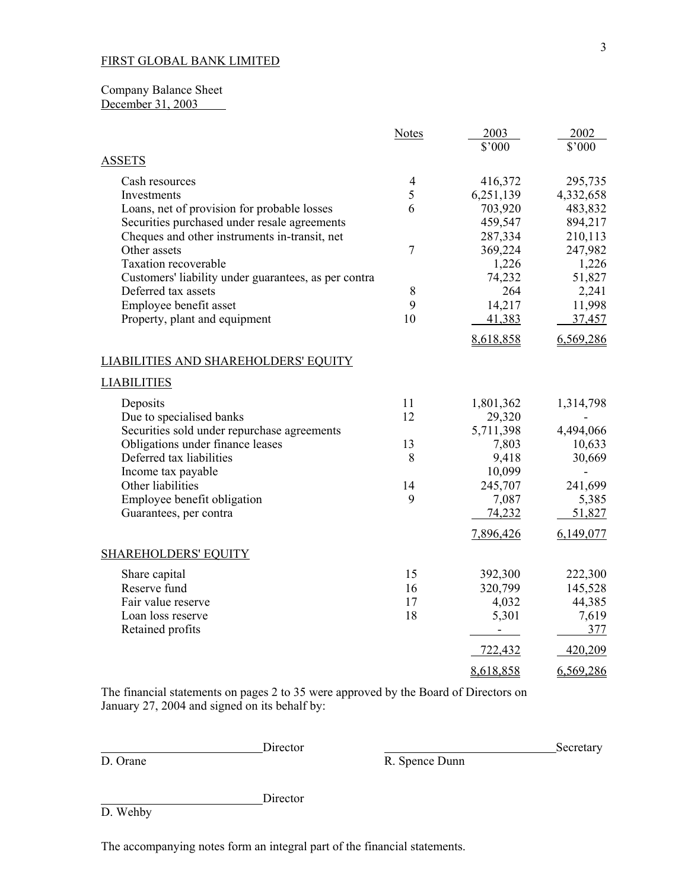FIRST GLOBAL BANK LIMITED

Company Balance Sheet
December 31, 2003

| | Notes | 2003 $'000 | 2002 $'000 |
|---|---|---|---|
| **ASSETS** | | | |
| Cash resources | 4 | 416,372 | 295,735 |
| Investments | 5 | 6,251,139 | 4,332,658 |
| Loans, net of provision for probable losses | 6 | 703,920 | 483,832 |
| Securities purchased under resale agreements | | 459,547 | 894,217 |
| Cheques and other instruments in-transit, net | | 287,334 | 210,113 |
| Other assets | 7 | 369,224 | 247,982 |
| Taxation recoverable | | 1,226 | 1,226 |
| Customers' liability under guarantees, as per contra | | 74,232 | 51,827 |
| Deferred tax assets | 8 | 264 | 2,241 |
| Employee benefit asset | 9 | 14,217 | 11,998 |
| Property, plant and equipment | 10 | 41,383 | 37,457 |
| | | 8,618,858 | 6,569,286 |
| **LIABILITIES AND SHAREHOLDERS' EQUITY** | | | |
| **LIABILITIES** | | | |
| Deposits | 11 | 1,801,362 | 1,314,798 |
| Due to specialised banks | 12 | 29,320 | - |
| Securities sold under repurchase agreements | | 5,711,398 | 4,494,066 |
| Obligations under finance leases | 13 | 7,803 | 10,633 |
| Deferred tax liabilities | 8 | 9,418 | 30,669 |
| Income tax payable | | 10,099 | - |
| Other liabilities | 14 | 245,707 | 241,699 |
| Employee benefit obligation | 9 | 7,087 | 5,385 |
| Guarantees, per contra | | 74,232 | 51,827 |
| | | 7,896,426 | 6,149,077 |
| **SHAREHOLDERS' EQUITY** | | | |
| Share capital | 15 | 392,300 | 222,300 |
| Reserve fund | 16 | 320,799 | 145,528 |
| Fair value reserve | 17 | 4,032 | 44,385 |
| Loan loss reserve | 18 | 5,301 | 7,619 |
| Retained profits | | - | 377 |
| | | 722,432 | 420,209 |
| | | 8,618,858 | 6,569,286 |

The financial statements on pages 2 to 35 were approved by the Board of Directors on January 27, 2004 and signed on its behalf by:

Director
D. Orane

Secretary
R. Spence Dunn

Director
D. Wehby

The accompanying notes form an integral part of the financial statements.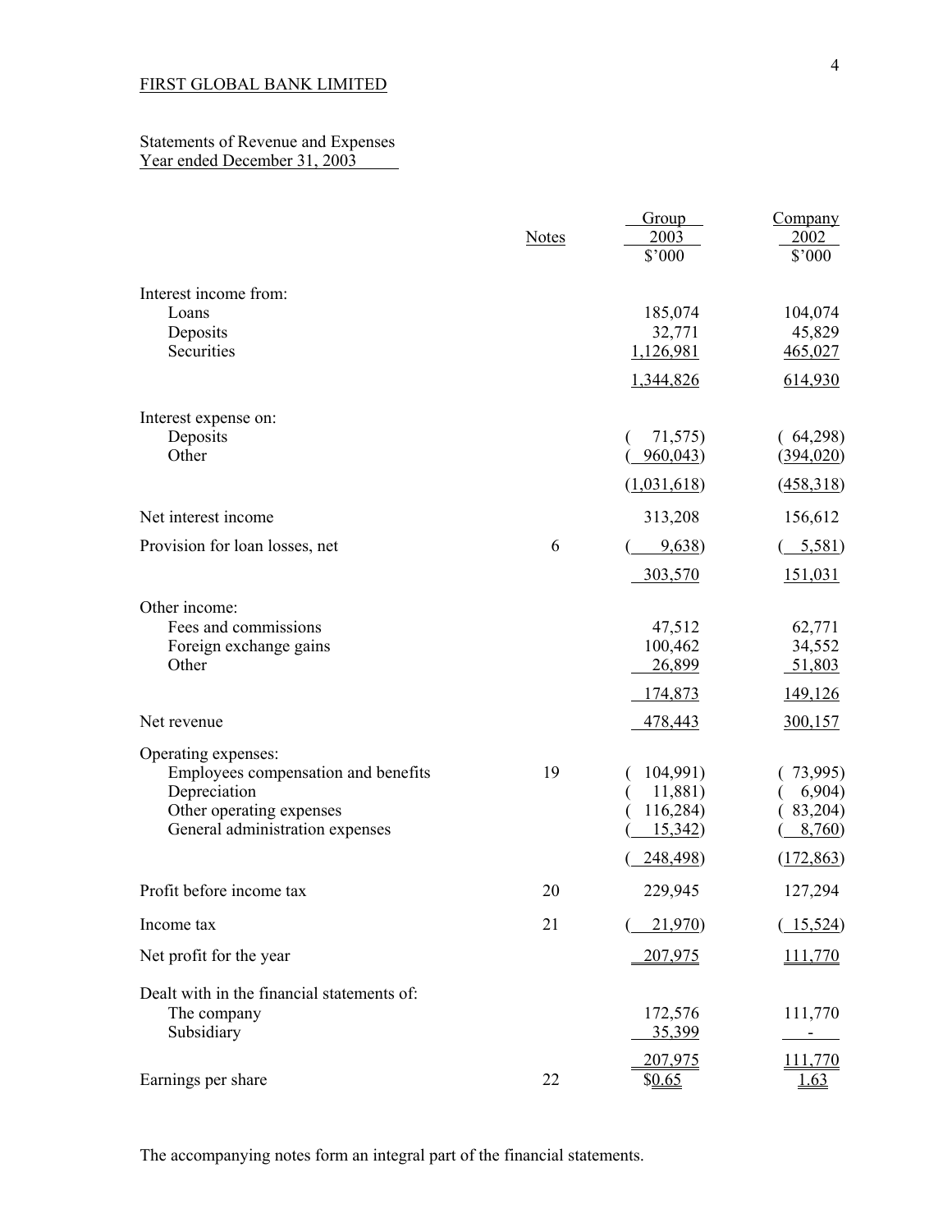FIRST GLOBAL BANK LIMITED

Statements of Revenue and Expenses
Year ended December 31, 2003

| | Notes | Group 2003 $'000 | Company 2002 $'000 |
|---|---|---|---|
| Interest income from: | | | |
| Loans | | 185,074 | 104,074 |
| Deposits | | 32,771 | 45,829 |
| Securities | | 1,126,981 | 465,027 |
| | | 1,344,826 | 614,930 |
| Interest expense on: | | | |
| Deposits | | ( 71,575) | ( 64,298) |
| Other | | ( 960,043) | (394,020) |
| | | (1,031,618) | (458,318) |
| Net interest income | | 313,208 | 156,612 |
| Provision for loan losses, net | 6 | ( 9,638) | ( 5,581) |
| | | 303,570 | 151,031 |
| Other income: | | | |
| Fees and commissions | | 47,512 | 62,771 |
| Foreign exchange gains | | 100,462 | 34,552 |
| Other | | 26,899 | 51,803 |
| | | 174,873 | 149,126 |
| Net revenue | | 478,443 | 300,157 |
| Operating expenses: | | | |
| Employees compensation and benefits | 19 | ( 104,991) | ( 73,995) |
| Depreciation | | ( 11,881) | ( 6,904) |
| Other operating expenses | | ( 116,284) | ( 83,204) |
| General administration expenses | | ( 15,342) | ( 8,760) |
| | | ( 248,498) | (172,863) |
| Profit before income tax | 20 | 229,945 | 127,294 |
| Income tax | 21 | ( 21,970) | ( 15,524) |
| Net profit for the year | | 207,975 | 111,770 |
| Dealt with in the financial statements of: | | | |
| The company | | 172,576 | 111,770 |
| Subsidiary | | 35,399 | - |
| | | 207,975 | 111,770 |
| Earnings per share | 22 | $0.65 | 1.63 |

The accompanying notes form an integral part of the financial statements.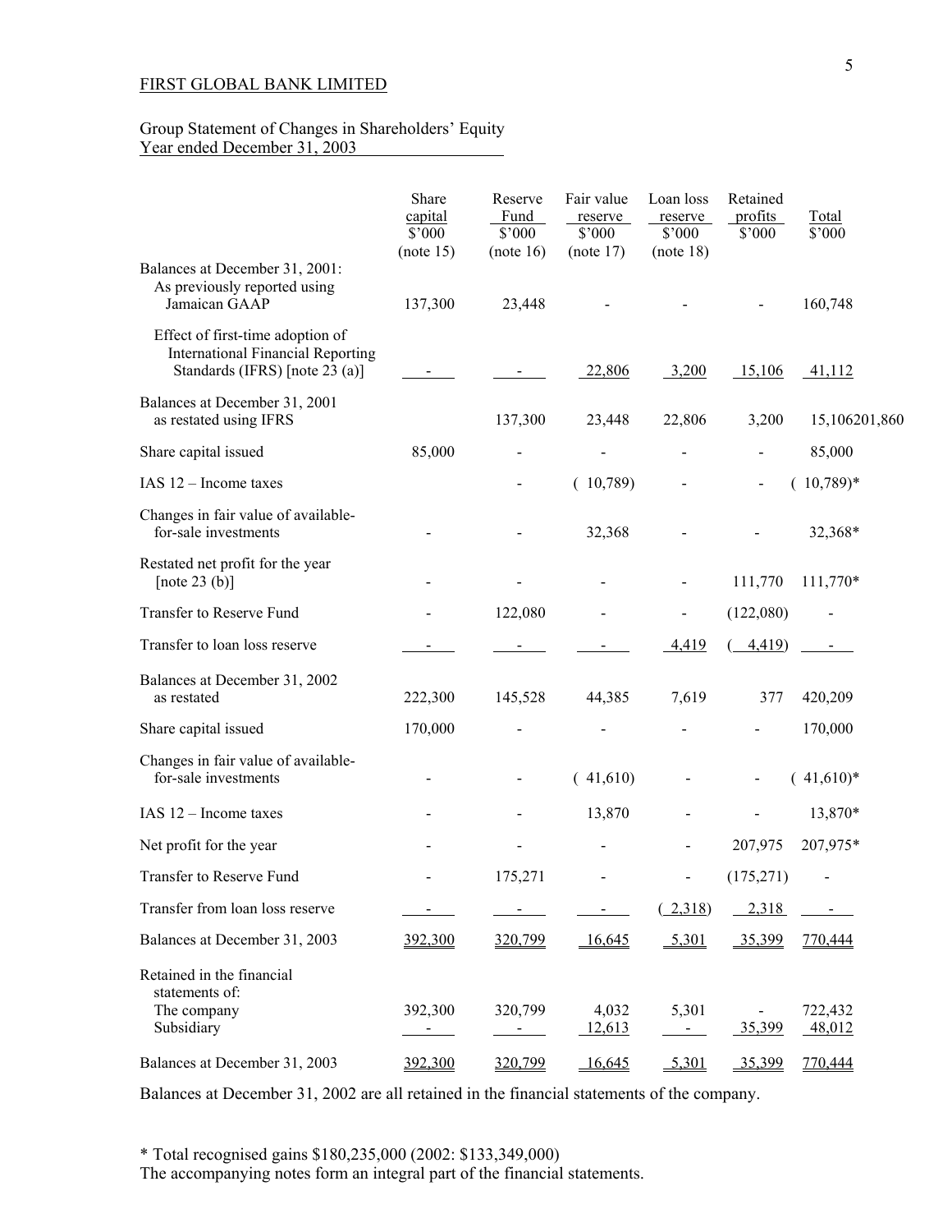FIRST GLOBAL BANK LIMITED

Group Statement of Changes in Shareholders' Equity
Year ended December 31, 2003

| | Share capital \$'000 (note 15) | Reserve Fund \$'000 (note 16) | Fair value reserve \$'000 (note 17) | Loan loss reserve \$'000 (note 18) | Retained profits \$'000 | Total \$'000 |
|---|---|---|---|---|---|---|
| Balances at December 31, 2001: | | | | | | |
| As previously reported using Jamaican GAAP | 137,300 | 23,448 | - | - | - | 160,748 |
| Effect of first-time adoption of International Financial Reporting Standards (IFRS) [note 23 (a)] | - | - | 22,806 | 3,200 | 15,106 | 41,112 |
| Balances at December 31, 2001 as restated using IFRS | | 137,300 | 23,448 | 22,806 | 3,200 | 15,106201,860 |
| Share capital issued | 85,000 | - | - | - | - | 85,000 |
| IAS 12 – Income taxes | | - | ( 10,789) | - | - | ( 10,789)* |
| Changes in fair value of available-for-sale investments | - | - | 32,368 | - | - | 32,368* |
| Restated net profit for the year [note 23 (b)] | - | - | - | - | 111,770 | 111,770* |
| Transfer to Reserve Fund | - | 122,080 | - | - | (122,080) | - |
| Transfer to loan loss reserve | - | - | - | 4,419 | ( 4,419) | - |
| Balances at December 31, 2002 as restated | 222,300 | 145,528 | 44,385 | 7,619 | 377 | 420,209 |
| Share capital issued | 170,000 | - | - | - | - | 170,000 |
| Changes in fair value of available-for-sale investments | - | - | ( 41,610) | - | - | ( 41,610)* |
| IAS 12 – Income taxes | - | - | 13,870 | - | - | 13,870* |
| Net profit for the year | - | - | - | - | 207,975 | 207,975* |
| Transfer to Reserve Fund | - | 175,271 | - | - | (175,271) | - |
| Transfer from loan loss reserve | - | - | - | ( 2,318) | 2,318 | - |
| Balances at December 31, 2003 | 392,300 | 320,799 | 16,645 | 5,301 | 35,399 | 770,444 |
| Retained in the financial statements of: | | | | | | |
| The company | 392,300 | 320,799 | 4,032 | 5,301 | - | 722,432 |
| Subsidiary | - | - | 12,613 | - | 35,399 | 48,012 |
| Balances at December 31, 2003 | 392,300 | 320,799 | 16,645 | 5,301 | 35,399 | 770,444 |

Balances at December 31, 2002 are all retained in the financial statements of the company.

\* Total recognised gains \$180,235,000 (2002: \$133,349,000)
The accompanying notes form an integral part of the financial statements.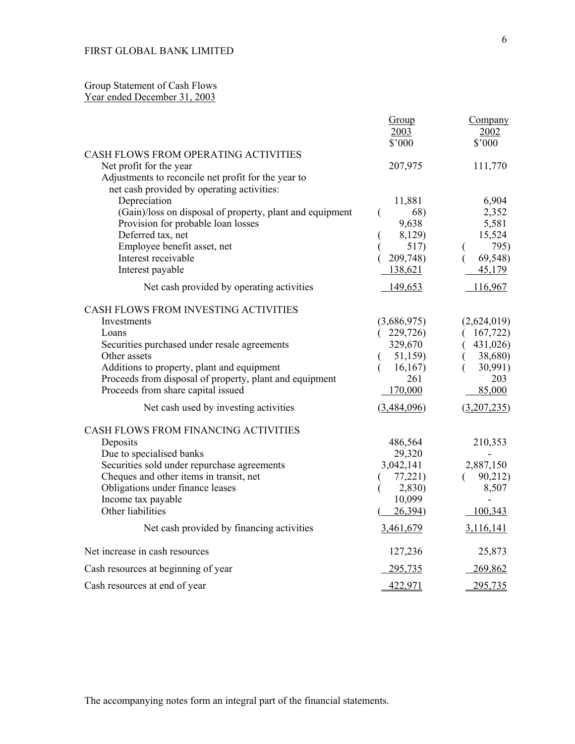FIRST GLOBAL BANK LIMITED

Group Statement of Cash Flows
Year ended December 31, 2003

| | Group 2003 $'000 | Company 2002 $'000 |
|---|---|---|
| **CASH FLOWS FROM OPERATING ACTIVITIES** | | |
| Net profit for the year | 207,975 | 111,770 |
| Adjustments to reconcile net profit for the year to net cash provided by operating activities: | | |
| Depreciation | 11,881 | 6,904 |
| (Gain)/loss on disposal of property, plant and equipment | ( 68) | 2,352 |
| Provision for probable loan losses | 9,638 | 5,581 |
| Deferred tax, net | ( 8,129) | 15,524 |
| Employee benefit asset, net | ( 517) | ( 795) |
| Interest receivable | ( 209,748) | ( 69,548) |
| Interest payable | 138,621 | 45,179 |
| Net cash provided by operating activities | 149,653 | 116,967 |
| **CASH FLOWS FROM INVESTING ACTIVITIES** | | |
| Investments | (3,686,975) | (2,624,019) |
| Loans | ( 229,726) | ( 167,722) |
| Securities purchased under resale agreements | 329,670 | ( 431,026) |
| Other assets | ( 51,159) | ( 38,680) |
| Additions to property, plant and equipment | ( 16,167) | ( 30,991) |
| Proceeds from disposal of property, plant and equipment | 261 | 203 |
| Proceeds from share capital issued | 170,000 | 85,000 |
| Net cash used by investing activities | (3,484,096) | (3,207,235) |
| **CASH FLOWS FROM FINANCING ACTIVITIES** | | |
| Deposits | 486,564 | 210,353 |
| Due to specialised banks | 29,320 | - |
| Securities sold under repurchase agreements | 3,042,141 | 2,887,150 |
| Cheques and other items in transit, net | ( 77,221) | ( 90,212) |
| Obligations under finance leases | ( 2,830) | 8,507 |
| Income tax payable | 10,099 | - |
| Other liabilities | ( 26,394) | 100,343 |
| Net cash provided by financing activities | 3,461,679 | 3,116,141 |
| Net increase in cash resources | 127,236 | 25,873 |
| Cash resources at beginning of year | 295,735 | 269,862 |
| Cash resources at end of year | 422,971 | 295,735 |

The accompanying notes form an integral part of the financial statements.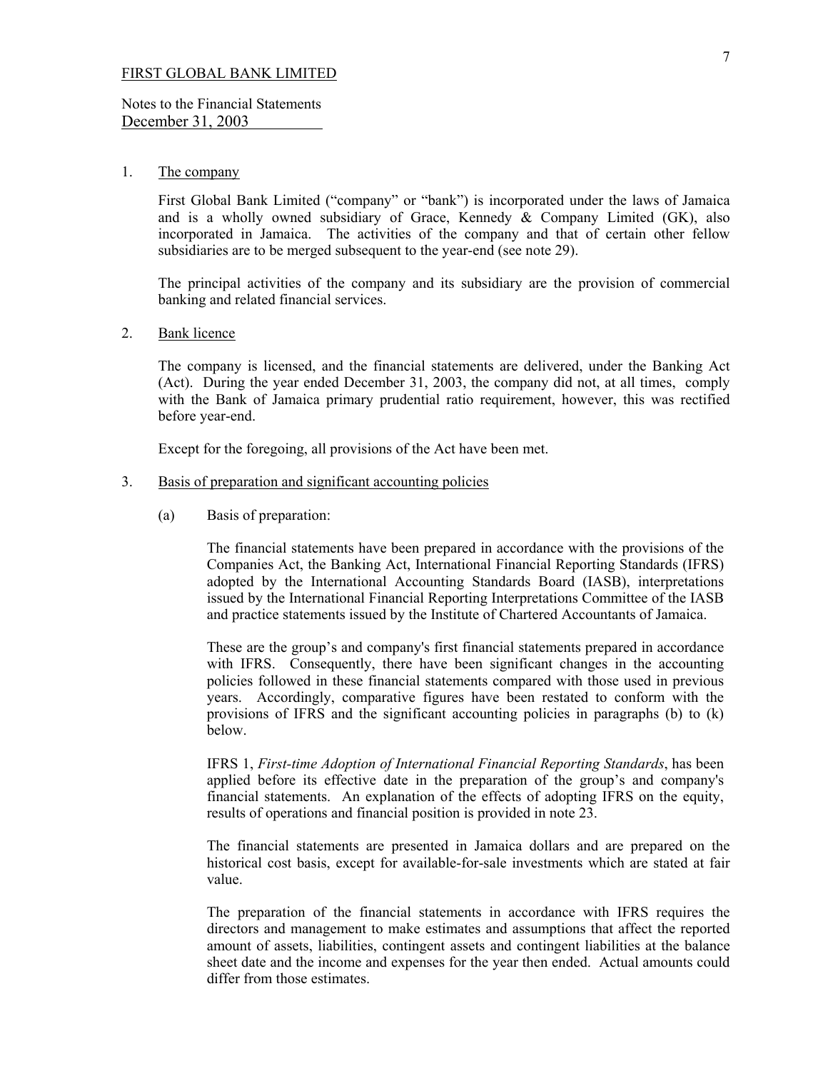FIRST GLOBAL BANK LIMITED

Notes to the Financial Statements
December 31, 2003

## 1. The company

First Global Bank Limited ("company" or "bank") is incorporated under the laws of Jamaica and is a wholly owned subsidiary of Grace, Kennedy & Company Limited (GK), also incorporated in Jamaica. The activities of the company and that of certain other fellow subsidiaries are to be merged subsequent to the year-end (see note 29).

The principal activities of the company and its subsidiary are the provision of commercial banking and related financial services.

## 2. Bank licence

The company is licensed, and the financial statements are delivered, under the Banking Act (Act). During the year ended December 31, 2003, the company did not, at all times, comply with the Bank of Jamaica primary prudential ratio requirement, however, this was rectified before year-end.

Except for the foregoing, all provisions of the Act have been met.

## 3. Basis of preparation and significant accounting policies

(a) Basis of preparation:

The financial statements have been prepared in accordance with the provisions of the Companies Act, the Banking Act, International Financial Reporting Standards (IFRS) adopted by the International Accounting Standards Board (IASB), interpretations issued by the International Financial Reporting Interpretations Committee of the IASB and practice statements issued by the Institute of Chartered Accountants of Jamaica.

These are the group's and company's first financial statements prepared in accordance with IFRS. Consequently, there have been significant changes in the accounting policies followed in these financial statements compared with those used in previous years. Accordingly, comparative figures have been restated to conform with the provisions of IFRS and the significant accounting policies in paragraphs (b) to (k) below.

IFRS 1, *First-time Adoption of International Financial Reporting Standards*, has been applied before its effective date in the preparation of the group's and company's financial statements. An explanation of the effects of adopting IFRS on the equity, results of operations and financial position is provided in note 23.

The financial statements are presented in Jamaica dollars and are prepared on the historical cost basis, except for available-for-sale investments which are stated at fair value.

The preparation of the financial statements in accordance with IFRS requires the directors and management to make estimates and assumptions that affect the reported amount of assets, liabilities, contingent assets and contingent liabilities at the balance sheet date and the income and expenses for the year then ended. Actual amounts could differ from those estimates.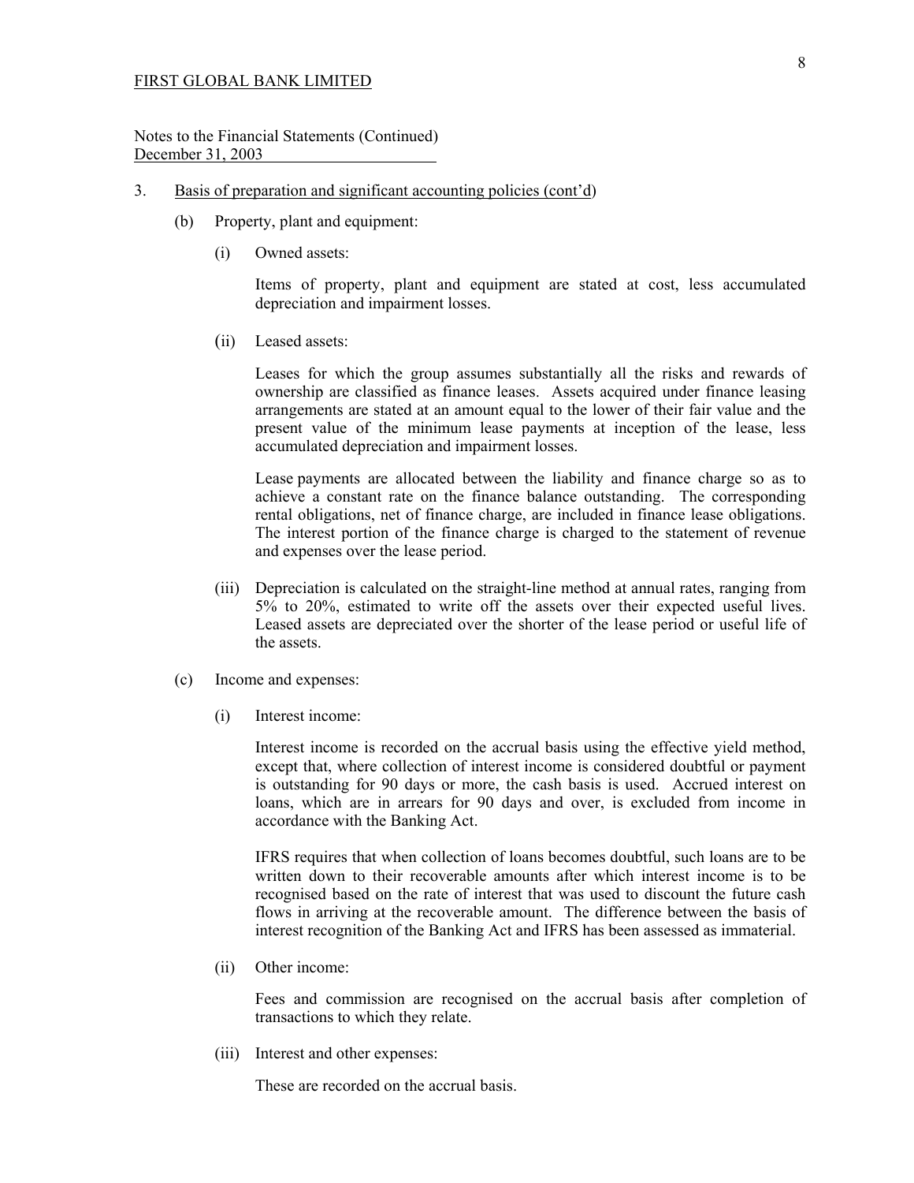FIRST GLOBAL BANK LIMITED

Notes to the Financial Statements (Continued)
December 31, 2003

3. Basis of preparation and significant accounting policies (cont'd)

   (b) Property, plant and equipment:

      (i) Owned assets:

      Items of property, plant and equipment are stated at cost, less accumulated depreciation and impairment losses.

      (ii) Leased assets:

      Leases for which the group assumes substantially all the risks and rewards of ownership are classified as finance leases. Assets acquired under finance leasing arrangements are stated at an amount equal to the lower of their fair value and the present value of the minimum lease payments at inception of the lease, less accumulated depreciation and impairment losses.

      Lease payments are allocated between the liability and finance charge so as to achieve a constant rate on the finance balance outstanding. The corresponding rental obligations, net of finance charge, are included in finance lease obligations. The interest portion of the finance charge is charged to the statement of revenue and expenses over the lease period.

      (iii) Depreciation is calculated on the straight-line method at annual rates, ranging from 5% to 20%, estimated to write off the assets over their expected useful lives. Leased assets are depreciated over the shorter of the lease period or useful life of the assets.

   (c) Income and expenses:

      (i) Interest income:

      Interest income is recorded on the accrual basis using the effective yield method, except that, where collection of interest income is considered doubtful or payment is outstanding for 90 days or more, the cash basis is used. Accrued interest on loans, which are in arrears for 90 days and over, is excluded from income in accordance with the Banking Act.

      IFRS requires that when collection of loans becomes doubtful, such loans are to be written down to their recoverable amounts after which interest income is to be recognised based on the rate of interest that was used to discount the future cash flows in arriving at the recoverable amount. The difference between the basis of interest recognition of the Banking Act and IFRS has been assessed as immaterial.

      (ii) Other income:

      Fees and commission are recognised on the accrual basis after completion of transactions to which they relate.

      (iii) Interest and other expenses:

      These are recorded on the accrual basis.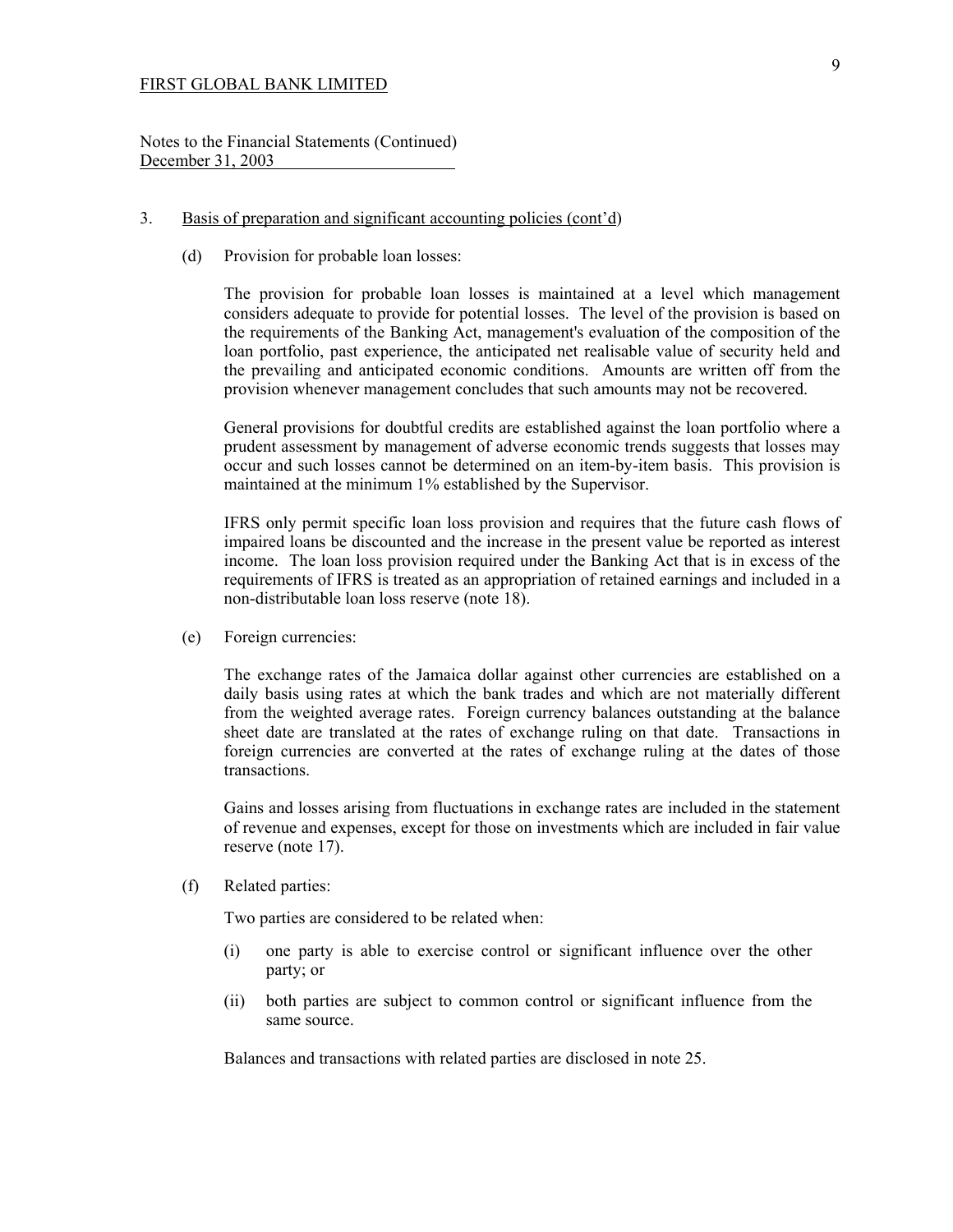FIRST GLOBAL BANK LIMITED

Notes to the Financial Statements (Continued)
December 31, 2003

3. Basis of preparation and significant accounting policies (cont'd)

(d) Provision for probable loan losses:

The provision for probable loan losses is maintained at a level which management considers adequate to provide for potential losses. The level of the provision is based on the requirements of the Banking Act, management's evaluation of the composition of the loan portfolio, past experience, the anticipated net realisable value of security held and the prevailing and anticipated economic conditions. Amounts are written off from the provision whenever management concludes that such amounts may not be recovered.

General provisions for doubtful credits are established against the loan portfolio where a prudent assessment by management of adverse economic trends suggests that losses may occur and such losses cannot be determined on an item-by-item basis. This provision is maintained at the minimum 1% established by the Supervisor.

IFRS only permit specific loan loss provision and requires that the future cash flows of impaired loans be discounted and the increase in the present value be reported as interest income. The loan loss provision required under the Banking Act that is in excess of the requirements of IFRS is treated as an appropriation of retained earnings and included in a non-distributable loan loss reserve (note 18).

(e) Foreign currencies:

The exchange rates of the Jamaica dollar against other currencies are established on a daily basis using rates at which the bank trades and which are not materially different from the weighted average rates. Foreign currency balances outstanding at the balance sheet date are translated at the rates of exchange ruling on that date. Transactions in foreign currencies are converted at the rates of exchange ruling at the dates of those transactions.

Gains and losses arising from fluctuations in exchange rates are included in the statement of revenue and expenses, except for those on investments which are included in fair value reserve (note 17).

(f) Related parties:

Two parties are considered to be related when:

(i) one party is able to exercise control or significant influence over the other party; or

(ii) both parties are subject to common control or significant influence from the same source.

Balances and transactions with related parties are disclosed in note 25.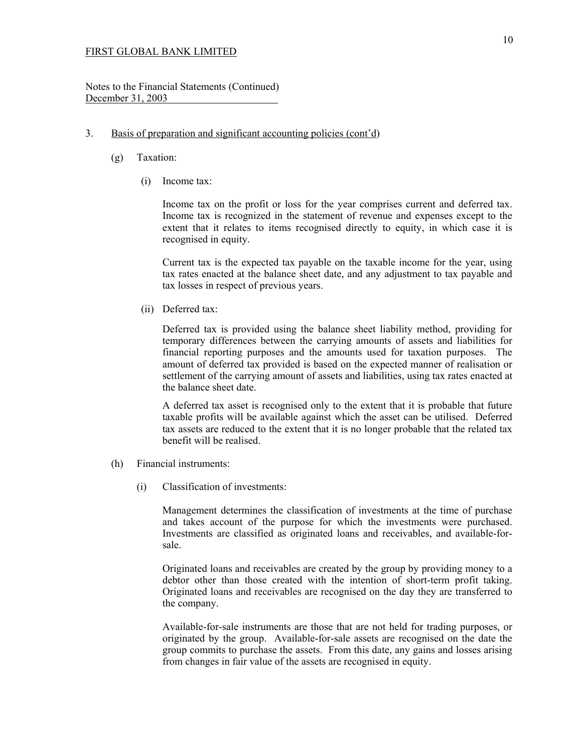FIRST GLOBAL BANK LIMITED

Notes to the Financial Statements (Continued)
December 31, 2003

3. Basis of preparation and significant accounting policies (cont'd)

(g) Taxation:

(i) Income tax:

Income tax on the profit or loss for the year comprises current and deferred tax. Income tax is recognized in the statement of revenue and expenses except to the extent that it relates to items recognised directly to equity, in which case it is recognised in equity.

Current tax is the expected tax payable on the taxable income for the year, using tax rates enacted at the balance sheet date, and any adjustment to tax payable and tax losses in respect of previous years.

(ii) Deferred tax:

Deferred tax is provided using the balance sheet liability method, providing for temporary differences between the carrying amounts of assets and liabilities for financial reporting purposes and the amounts used for taxation purposes. The amount of deferred tax provided is based on the expected manner of realisation or settlement of the carrying amount of assets and liabilities, using tax rates enacted at the balance sheet date.

A deferred tax asset is recognised only to the extent that it is probable that future taxable profits will be available against which the asset can be utilised. Deferred tax assets are reduced to the extent that it is no longer probable that the related tax benefit will be realised.

(h) Financial instruments:

(i) Classification of investments:

Management determines the classification of investments at the time of purchase and takes account of the purpose for which the investments were purchased. Investments are classified as originated loans and receivables, and available-for-sale.

Originated loans and receivables are created by the group by providing money to a debtor other than those created with the intention of short-term profit taking. Originated loans and receivables are recognised on the day they are transferred to the company.

Available-for-sale instruments are those that are not held for trading purposes, or originated by the group. Available-for-sale assets are recognised on the date the group commits to purchase the assets. From this date, any gains and losses arising from changes in fair value of the assets are recognised in equity.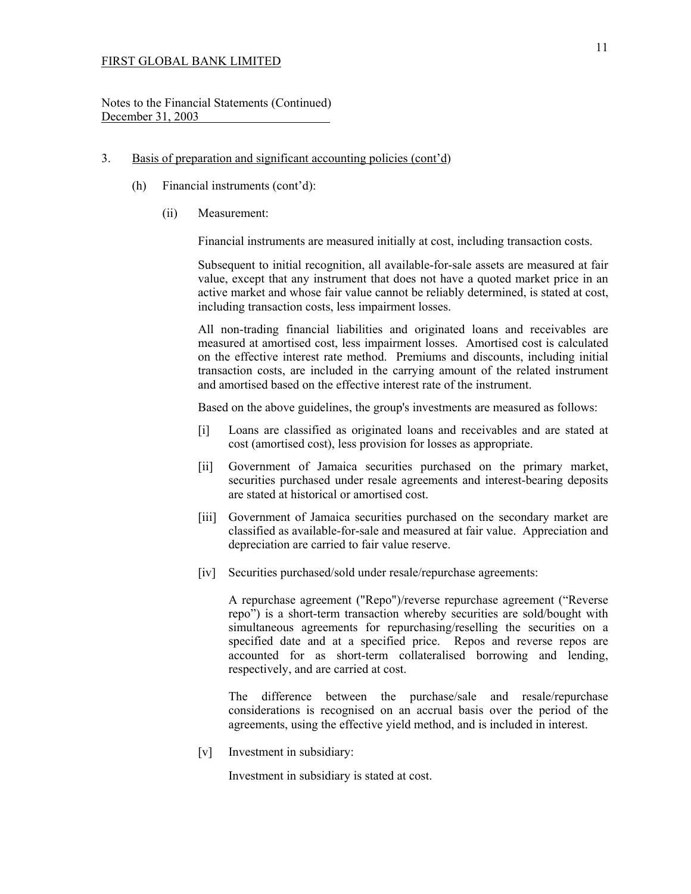3. Basis of preparation and significant accounting policies (cont'd)

(h) Financial instruments (cont'd):

(ii) Measurement:

Financial instruments are measured initially at cost, including transaction costs.

Subsequent to initial recognition, all available-for-sale assets are measured at fair value, except that any instrument that does not have a quoted market price in an active market and whose fair value cannot be reliably determined, is stated at cost, including transaction costs, less impairment losses.

All non-trading financial liabilities and originated loans and receivables are measured at amortised cost, less impairment losses. Amortised cost is calculated on the effective interest rate method. Premiums and discounts, including initial transaction costs, are included in the carrying amount of the related instrument and amortised based on the effective interest rate of the instrument.

Based on the above guidelines, the group's investments are measured as follows:

[i] Loans are classified as originated loans and receivables and are stated at cost (amortised cost), less provision for losses as appropriate.

[ii] Government of Jamaica securities purchased on the primary market, securities purchased under resale agreements and interest-bearing deposits are stated at historical or amortised cost.

[iii] Government of Jamaica securities purchased on the secondary market are classified as available-for-sale and measured at fair value. Appreciation and depreciation are carried to fair value reserve.

[iv] Securities purchased/sold under resale/repurchase agreements:

A repurchase agreement ("Repo")/reverse repurchase agreement ("Reverse repo") is a short-term transaction whereby securities are sold/bought with simultaneous agreements for repurchasing/reselling the securities on a specified date and at a specified price. Repos and reverse repos are accounted for as short-term collateralised borrowing and lending, respectively, and are carried at cost.

The difference between the purchase/sale and resale/repurchase considerations is recognised on an accrual basis over the period of the agreements, using the effective yield method, and is included in interest.

[v] Investment in subsidiary:

Investment in subsidiary is stated at cost.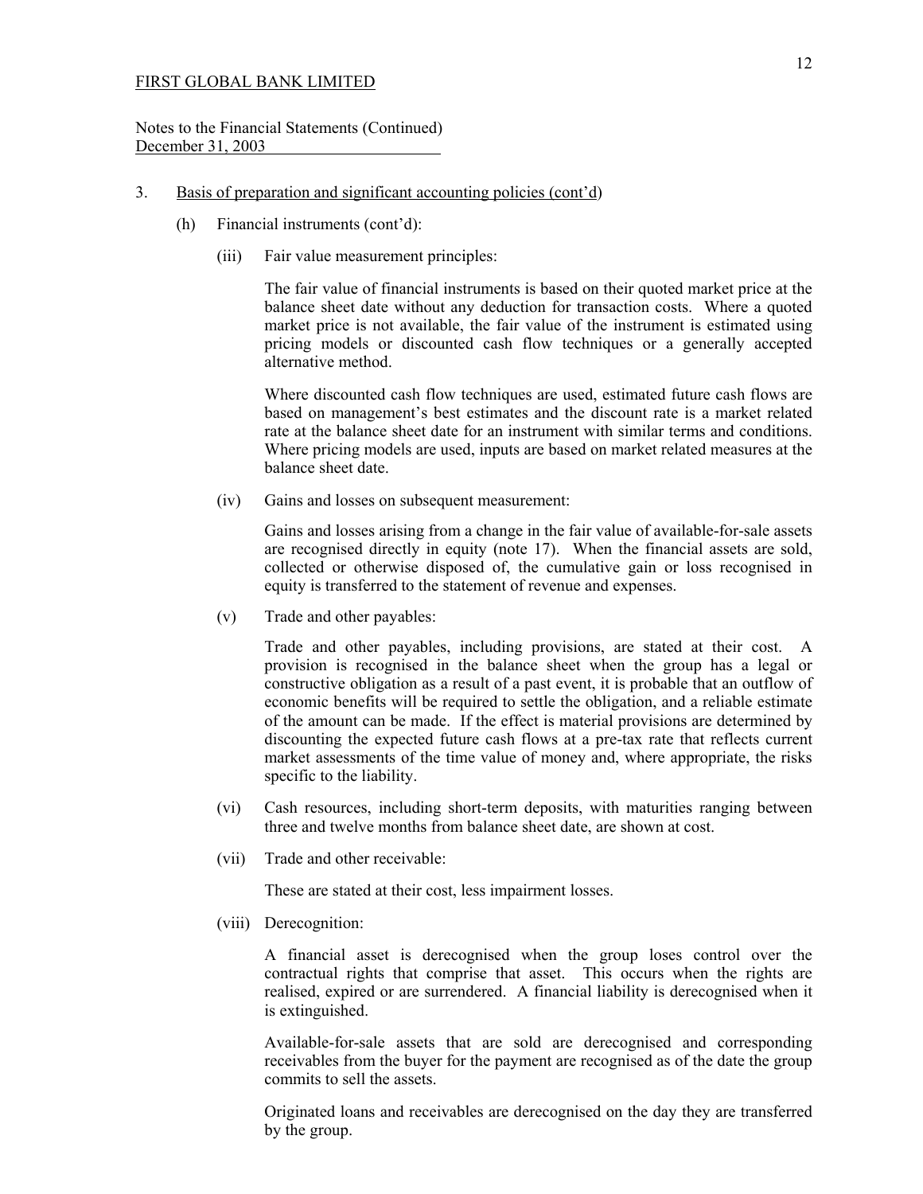FIRST GLOBAL BANK LIMITED

Notes to the Financial Statements (Continued)
December 31, 2003

3. Basis of preparation and significant accounting policies (cont'd)

(h) Financial instruments (cont'd):

(iii) Fair value measurement principles:

The fair value of financial instruments is based on their quoted market price at the balance sheet date without any deduction for transaction costs. Where a quoted market price is not available, the fair value of the instrument is estimated using pricing models or discounted cash flow techniques or a generally accepted alternative method.

Where discounted cash flow techniques are used, estimated future cash flows are based on management's best estimates and the discount rate is a market related rate at the balance sheet date for an instrument with similar terms and conditions. Where pricing models are used, inputs are based on market related measures at the balance sheet date.

(iv) Gains and losses on subsequent measurement:

Gains and losses arising from a change in the fair value of available-for-sale assets are recognised directly in equity (note 17). When the financial assets are sold, collected or otherwise disposed of, the cumulative gain or loss recognised in equity is transferred to the statement of revenue and expenses.

(v) Trade and other payables:

Trade and other payables, including provisions, are stated at their cost. A provision is recognised in the balance sheet when the group has a legal or constructive obligation as a result of a past event, it is probable that an outflow of economic benefits will be required to settle the obligation, and a reliable estimate of the amount can be made. If the effect is material provisions are determined by discounting the expected future cash flows at a pre-tax rate that reflects current market assessments of the time value of money and, where appropriate, the risks specific to the liability.

(vi) Cash resources, including short-term deposits, with maturities ranging between three and twelve months from balance sheet date, are shown at cost.

(vii) Trade and other receivable:

These are stated at their cost, less impairment losses.

(viii) Derecognition:

A financial asset is derecognised when the group loses control over the contractual rights that comprise that asset. This occurs when the rights are realised, expired or are surrendered. A financial liability is derecognised when it is extinguished.

Available-for-sale assets that are sold are derecognised and corresponding receivables from the buyer for the payment are recognised as of the date the group commits to sell the assets.

Originated loans and receivables are derecognised on the day they are transferred by the group.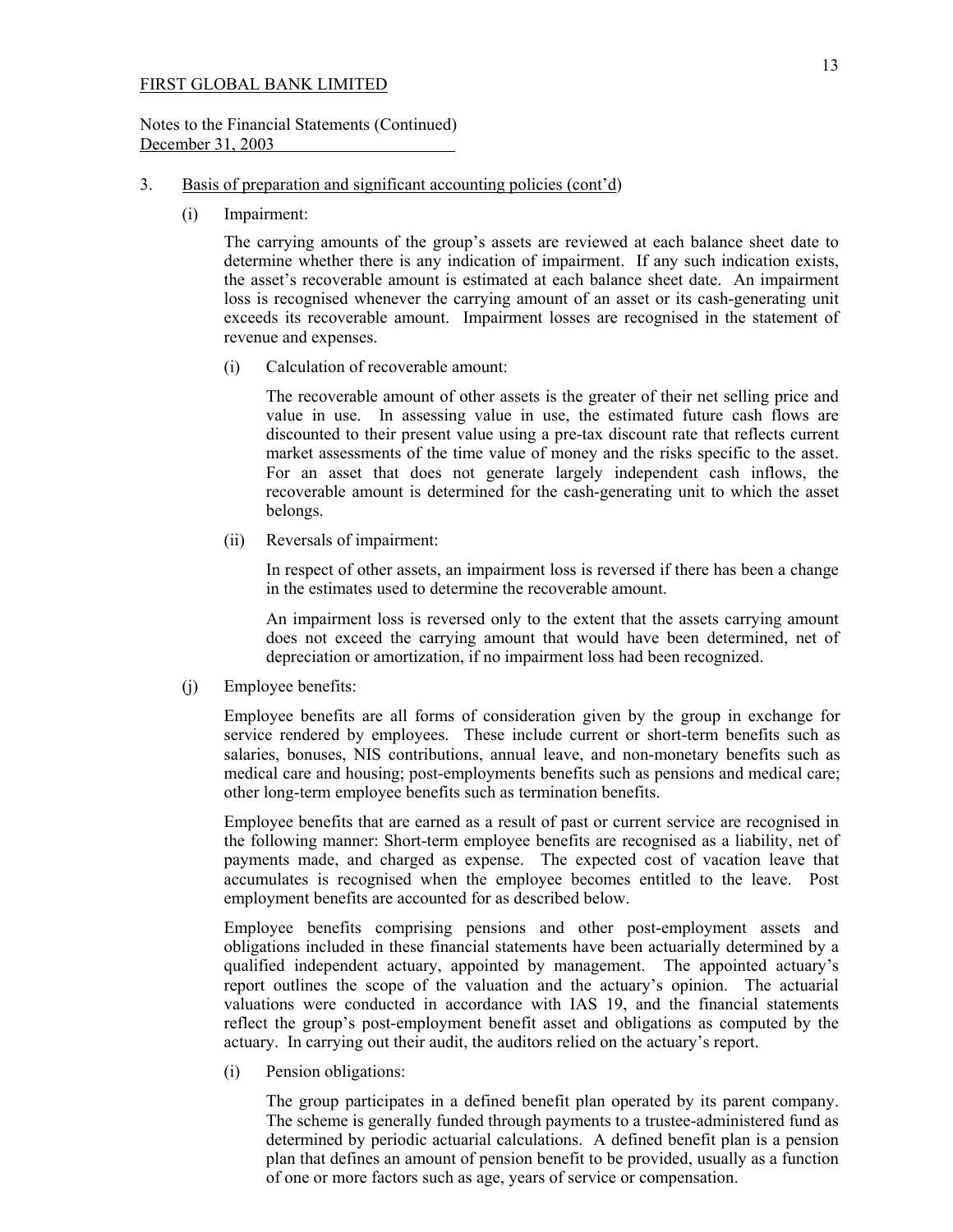FIRST GLOBAL BANK LIMITED

Notes to the Financial Statements (Continued)
December 31, 2003

3. Basis of preparation and significant accounting policies (cont'd)

(i) Impairment:

The carrying amounts of the group's assets are reviewed at each balance sheet date to determine whether there is any indication of impairment. If any such indication exists, the asset's recoverable amount is estimated at each balance sheet date. An impairment loss is recognised whenever the carrying amount of an asset or its cash-generating unit exceeds its recoverable amount. Impairment losses are recognised in the statement of revenue and expenses.

(i) Calculation of recoverable amount:

The recoverable amount of other assets is the greater of their net selling price and value in use. In assessing value in use, the estimated future cash flows are discounted to their present value using a pre-tax discount rate that reflects current market assessments of the time value of money and the risks specific to the asset. For an asset that does not generate largely independent cash inflows, the recoverable amount is determined for the cash-generating unit to which the asset belongs.

(ii) Reversals of impairment:

In respect of other assets, an impairment loss is reversed if there has been a change in the estimates used to determine the recoverable amount.

An impairment loss is reversed only to the extent that the assets carrying amount does not exceed the carrying amount that would have been determined, net of depreciation or amortization, if no impairment loss had been recognized.

(j) Employee benefits:

Employee benefits are all forms of consideration given by the group in exchange for service rendered by employees. These include current or short-term benefits such as salaries, bonuses, NIS contributions, annual leave, and non-monetary benefits such as medical care and housing; post-employments benefits such as pensions and medical care; other long-term employee benefits such as termination benefits.

Employee benefits that are earned as a result of past or current service are recognised in the following manner: Short-term employee benefits are recognised as a liability, net of payments made, and charged as expense. The expected cost of vacation leave that accumulates is recognised when the employee becomes entitled to the leave. Post employment benefits are accounted for as described below.

Employee benefits comprising pensions and other post-employment assets and obligations included in these financial statements have been actuarially determined by a qualified independent actuary, appointed by management. The appointed actuary's report outlines the scope of the valuation and the actuary's opinion. The actuarial valuations were conducted in accordance with IAS 19, and the financial statements reflect the group's post-employment benefit asset and obligations as computed by the actuary. In carrying out their audit, the auditors relied on the actuary's report.

(i) Pension obligations:

The group participates in a defined benefit plan operated by its parent company. The scheme is generally funded through payments to a trustee-administered fund as determined by periodic actuarial calculations. A defined benefit plan is a pension plan that defines an amount of pension benefit to be provided, usually as a function of one or more factors such as age, years of service or compensation.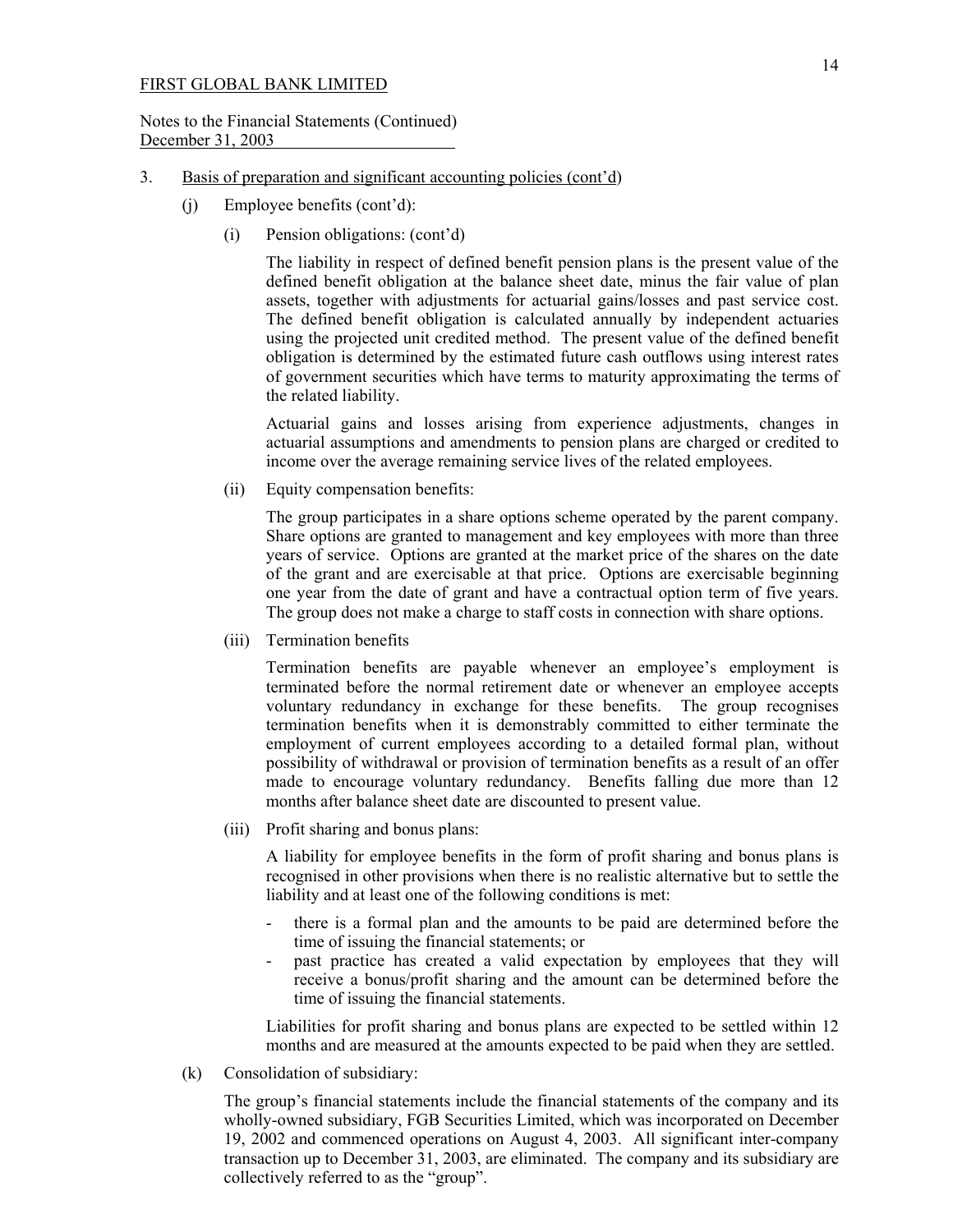FIRST GLOBAL BANK LIMITED

Notes to the Financial Statements (Continued)
December 31, 2003

3. Basis of preparation and significant accounting policies (cont'd)

(j) Employee benefits (cont'd):

(i) Pension obligations: (cont'd)

The liability in respect of defined benefit pension plans is the present value of the defined benefit obligation at the balance sheet date, minus the fair value of plan assets, together with adjustments for actuarial gains/losses and past service cost. The defined benefit obligation is calculated annually by independent actuaries using the projected unit credited method. The present value of the defined benefit obligation is determined by the estimated future cash outflows using interest rates of government securities which have terms to maturity approximating the terms of the related liability.

Actuarial gains and losses arising from experience adjustments, changes in actuarial assumptions and amendments to pension plans are charged or credited to income over the average remaining service lives of the related employees.

(ii) Equity compensation benefits:

The group participates in a share options scheme operated by the parent company. Share options are granted to management and key employees with more than three years of service. Options are granted at the market price of the shares on the date of the grant and are exercisable at that price. Options are exercisable beginning one year from the date of grant and have a contractual option term of five years. The group does not make a charge to staff costs in connection with share options.

(iii) Termination benefits

Termination benefits are payable whenever an employee's employment is terminated before the normal retirement date or whenever an employee accepts voluntary redundancy in exchange for these benefits. The group recognises termination benefits when it is demonstrably committed to either terminate the employment of current employees according to a detailed formal plan, without possibility of withdrawal or provision of termination benefits as a result of an offer made to encourage voluntary redundancy. Benefits falling due more than 12 months after balance sheet date are discounted to present value.

(iii) Profit sharing and bonus plans:

A liability for employee benefits in the form of profit sharing and bonus plans is recognised in other provisions when there is no realistic alternative but to settle the liability and at least one of the following conditions is met:

- there is a formal plan and the amounts to be paid are determined before the time of issuing the financial statements; or
- past practice has created a valid expectation by employees that they will receive a bonus/profit sharing and the amount can be determined before the time of issuing the financial statements.

Liabilities for profit sharing and bonus plans are expected to be settled within 12 months and are measured at the amounts expected to be paid when they are settled.

(k) Consolidation of subsidiary:

The group's financial statements include the financial statements of the company and its wholly-owned subsidiary, FGB Securities Limited, which was incorporated on December 19, 2002 and commenced operations on August 4, 2003. All significant inter-company transaction up to December 31, 2003, are eliminated. The company and its subsidiary are collectively referred to as the "group".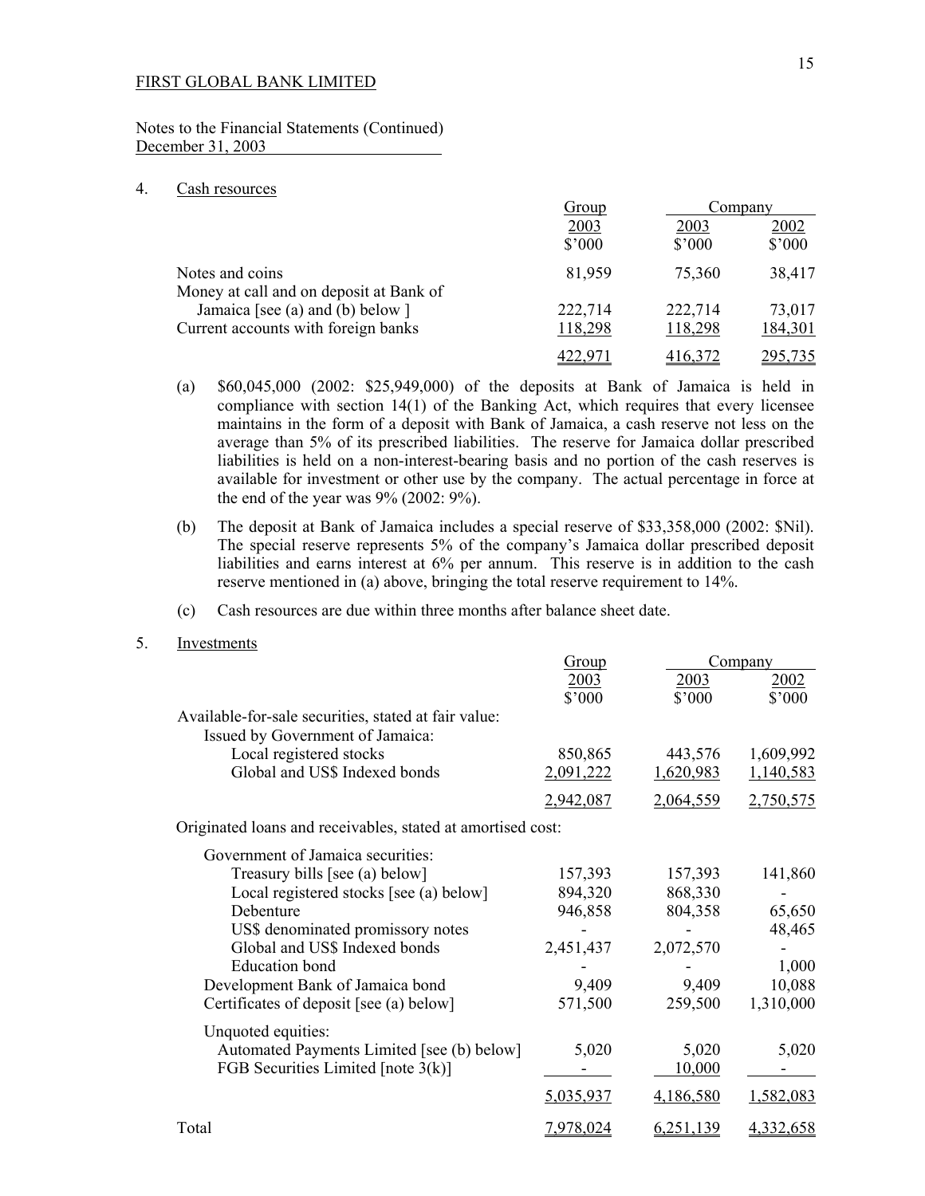FIRST GLOBAL BANK LIMITED

Notes to the Financial Statements (Continued)
December 31, 2003

4. Cash resources

| | Group | Company | |
|---|---|---|---|
| | 2003 | 2003 | 2002 |
| | $'000 | $'000 | $'000 |
| Notes and coins | 81,959 | 75,360 | 38,417 |
| Money at call and on deposit at Bank of Jamaica [see (a) and (b) below ] | 222,714 | 222,714 | 73,017 |
| Current accounts with foreign banks | 118,298 | 118,298 | 184,301 |
| | 422,971 | 416,372 | 295,735 |

(a) $60,045,000 (2002: $25,949,000) of the deposits at Bank of Jamaica is held in compliance with section 14(1) of the Banking Act, which requires that every licensee maintains in the form of a deposit with Bank of Jamaica, a cash reserve not less on the average than 5% of its prescribed liabilities. The reserve for Jamaica dollar prescribed liabilities is held on a non-interest-bearing basis and no portion of the cash reserves is available for investment or other use by the company. The actual percentage in force at the end of the year was 9% (2002: 9%).

(b) The deposit at Bank of Jamaica includes a special reserve of $33,358,000 (2002: $Nil). The special reserve represents 5% of the company's Jamaica dollar prescribed deposit liabilities and earns interest at 6% per annum. This reserve is in addition to the cash reserve mentioned in (a) above, bringing the total reserve requirement to 14%.

(c) Cash resources are due within three months after balance sheet date.

5. Investments

| | Group | Company | |
|---|---|---|---|
| | 2003 | 2003 | 2002 |
| | $'000 | $'000 | $'000 |
| Available-for-sale securities, stated at fair value: | | | |
| Issued by Government of Jamaica: | | | |
| Local registered stocks | 850,865 | 443,576 | 1,609,992 |
| Global and US$ Indexed bonds | 2,091,222 | 1,620,983 | 1,140,583 |
| | 2,942,087 | 2,064,559 | 2,750,575 |
| Originated loans and receivables, stated at amortised cost: | | | |
| Government of Jamaica securities: | | | |
| Treasury bills [see (a) below] | 157,393 | 157,393 | 141,860 |
| Local registered stocks [see (a) below] | 894,320 | 868,330 | - |
| Debenture | 946,858 | 804,358 | 65,650 |
| US$ denominated promissory notes | - | - | 48,465 |
| Global and US$ Indexed bonds | 2,451,437 | 2,072,570 | - |
| Education bond | - | - | 1,000 |
| Development Bank of Jamaica bond | 9,409 | 9,409 | 10,088 |
| Certificates of deposit [see (a) below] | 571,500 | 259,500 | 1,310,000 |
| Unquoted equities: | | | |
| Automated Payments Limited [see (b) below] | 5,020 | 5,020 | 5,020 |
| FGB Securities Limited [note 3(k)] | - | 10,000 | - |
| | 5,035,937 | 4,186,580 | 1,582,083 |
| Total | 7,978,024 | 6,251,139 | 4,332,658 |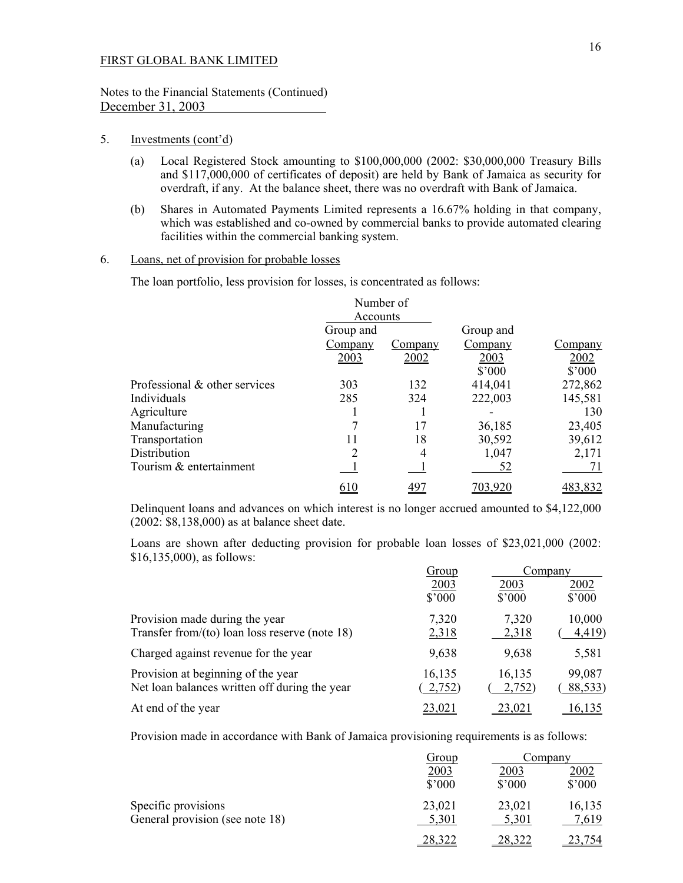FIRST GLOBAL BANK LIMITED

Notes to the Financial Statements (Continued)
December 31, 2003

5. Investments (cont'd)

   (a) Local Registered Stock amounting to $100,000,000 (2002: $30,000,000 Treasury Bills and $117,000,000 of certificates of deposit) are held by Bank of Jamaica as security for overdraft, if any. At the balance sheet, there was no overdraft with Bank of Jamaica.

   (b) Shares in Automated Payments Limited represents a 16.67% holding in that company, which was established and co-owned by commercial banks to provide automated clearing facilities within the commercial banking system.

6. Loans, net of provision for probable losses

   The loan portfolio, less provision for losses, is concentrated as follows:

| | Number of Accounts | | | |
|---|---|---|---|---|
| | Group and Company 2003 | Company 2002 | Group and Company 2003 $'000 | Company 2002 $'000 |
| Professional & other services | 303 | 132 | 414,041 | 272,862 |
| Individuals | 285 | 324 | 222,003 | 145,581 |
| Agriculture | 1 | 1 | - | 130 |
| Manufacturing | 7 | 17 | 36,185 | 23,405 |
| Transportation | 11 | 18 | 30,592 | 39,612 |
| Distribution | 2 | 4 | 1,047 | 2,171 |
| Tourism & entertainment | 1 | 1 | 52 | 71 |
| | 610 | 497 | 703,920 | 483,832 |

   Delinquent loans and advances on which interest is no longer accrued amounted to $4,122,000 (2002: $8,138,000) as at balance sheet date.

   Loans are shown after deducting provision for probable loan losses of $23,021,000 (2002: $16,135,000), as follows:

| | Group | Company | |
|---|---|---|---|
| | 2003 $'000 | 2003 $'000 | 2002 $'000 |
| Provision made during the year | 7,320 | 7,320 | 10,000 |
| Transfer from/(to) loan loss reserve (note 18) | 2,318 | 2,318 | ( 4,419) |
| Charged against revenue for the year | 9,638 | 9,638 | 5,581 |
| Provision at beginning of the year | 16,135 | 16,135 | 99,087 |
| Net loan balances written off during the year | ( 2,752) | ( 2,752) | ( 88,533) |
| At end of the year | 23,021 | 23,021 | 16,135 |

   Provision made in accordance with Bank of Jamaica provisioning requirements is as follows:

| | Group | Company | |
|---|---|---|---|
| | 2003 $'000 | 2003 $'000 | 2002 $'000 |
| Specific provisions | 23,021 | 23,021 | 16,135 |
| General provision (see note 18) | 5,301 | 5,301 | 7,619 |
| | 28,322 | 28,322 | 23,754 |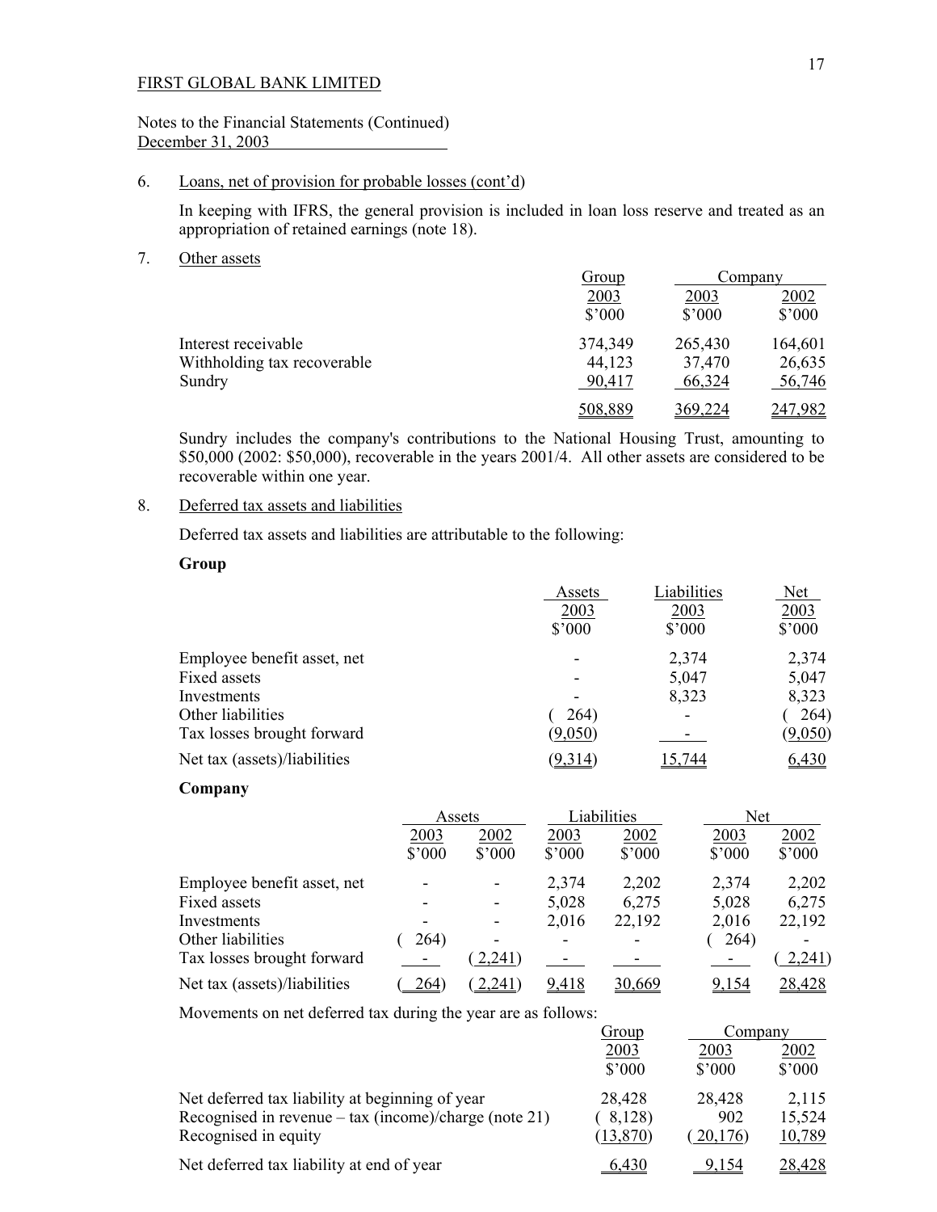FIRST GLOBAL BANK LIMITED

Notes to the Financial Statements (Continued)
December 31, 2003

6. Loans, net of provision for probable losses (cont'd)

In keeping with IFRS, the general provision is included in loan loss reserve and treated as an appropriation of retained earnings (note 18).

7. Other assets

| | Group | Company | |
|---|---|---|---|
| | 2003 | 2003 | 2002 |
| | $'000 | $'000 | $'000 |
| Interest receivable | 374,349 | 265,430 | 164,601 |
| Withholding tax recoverable | 44,123 | 37,470 | 26,635 |
| Sundry | 90,417 | 66,324 | 56,746 |
| | 508,889 | 369,224 | 247,982 |

Sundry includes the company's contributions to the National Housing Trust, amounting to $50,000 (2002: $50,000), recoverable in the years 2001/4. All other assets are considered to be recoverable within one year.

8. Deferred tax assets and liabilities

Deferred tax assets and liabilities are attributable to the following:

**Group**

| | Assets | Liabilities | Net |
|---|---|---|---|
| | 2003 | 2003 | 2003 |
| | $'000 | $'000 | $'000 |
| Employee benefit asset, net | - | 2,374 | 2,374 |
| Fixed assets | - | 5,047 | 5,047 |
| Investments | - | 8,323 | 8,323 |
| Other liabilities | ( 264) | - | ( 264) |
| Tax losses brought forward | (9,050) | - | (9,050) |
| Net tax (assets)/liabilities | (9,314) | 15,744 | 6,430 |

**Company**

| | Assets | | Liabilities | | Net | |
|---|---|---|---|---|---|---|
| | 2003 | 2002 | 2003 | 2002 | 2003 | 2002 |
| | $'000 | $'000 | $'000 | $'000 | $'000 | $'000 |
| Employee benefit asset, net | - | - | 2,374 | 2,202 | 2,374 | 2,202 |
| Fixed assets | - | - | 5,028 | 6,275 | 5,028 | 6,275 |
| Investments | - | - | 2,016 | 22,192 | 2,016 | 22,192 |
| Other liabilities | ( 264) | - | - | - | ( 264) | - |
| Tax losses brought forward | - | ( 2,241) | - | - | - | ( 2,241) |
| Net tax (assets)/liabilities | ( 264) | ( 2,241) | 9,418 | 30,669 | 9,154 | 28,428 |

Movements on net deferred tax during the year are as follows:

| | Group | Company | |
|---|---|---|---|
| | 2003 | 2003 | 2002 |
| | $'000 | $'000 | $'000 |
| Net deferred tax liability at beginning of year | 28,428 | 28,428 | 2,115 |
| Recognised in revenue – tax (income)/charge (note 21) | ( 8,128) | 902 | 15,524 |
| Recognised in equity | (13,870) | ( 20,176) | 10,789 |
| Net deferred tax liability at end of year | 6,430 | 9,154 | 28,428 |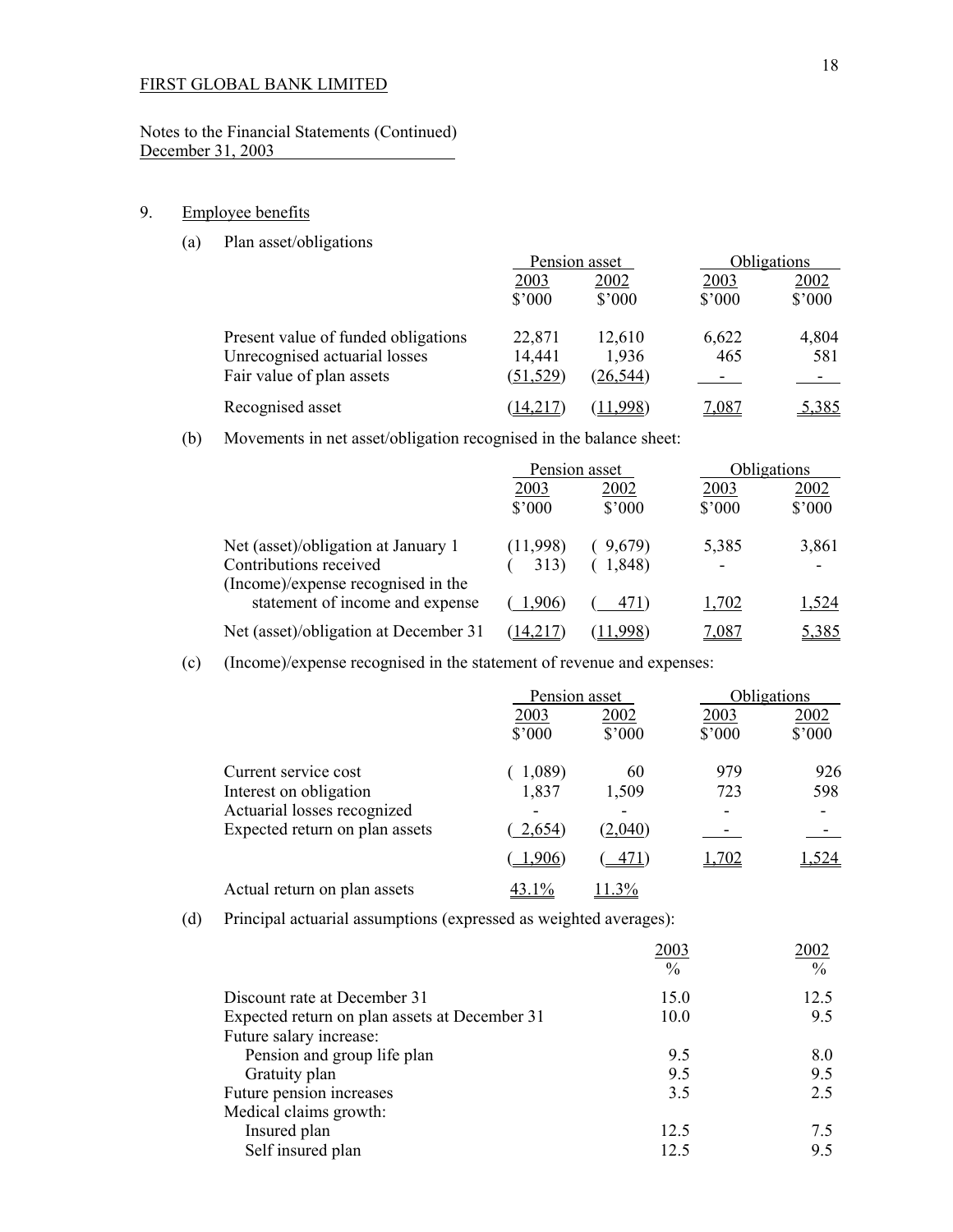FIRST GLOBAL BANK LIMITED

Notes to the Financial Statements (Continued)
December 31, 2003

## 9. Employee benefits

(a) Plan asset/obligations

| | Pension asset | | Obligations | |
|---|---|---|---|---|
| | 2003 | 2002 | 2003 | 2002 |
| | $'000 | $'000 | $'000 | $'000 |
| Present value of funded obligations | 22,871 | 12,610 | 6,622 | 4,804 |
| Unrecognised actuarial losses | 14,441 | 1,936 | 465 | 581 |
| Fair value of plan assets | (51,529) | (26,544) | - | - |
| Recognised asset | (14,217) | (11,998) | 7,087 | 5,385 |

(b) Movements in net asset/obligation recognised in the balance sheet:

| | Pension asset | | Obligations | |
|---|---|---|---|---|
| | 2003 | 2002 | 2003 | 2002 |
| | $'000 | $'000 | $'000 | $'000 |
| Net (asset)/obligation at January 1 | (11,998) | ( 9,679) | 5,385 | 3,861 |
| Contributions received | ( 313) | ( 1,848) | - | - |
| (Income)/expense recognised in the statement of income and expense | ( 1,906) | ( 471) | 1,702 | 1,524 |
| Net (asset)/obligation at December 31 | (14,217) | (11,998) | 7,087 | 5,385 |

(c) (Income)/expense recognised in the statement of revenue and expenses:

| | Pension asset | | Obligations | |
|---|---|---|---|---|
| | 2003 | 2002 | 2003 | 2002 |
| | $'000 | $'000 | $'000 | $'000 |
| Current service cost | ( 1,089) | 60 | 979 | 926 |
| Interest on obligation | 1,837 | 1,509 | 723 | 598 |
| Actuarial losses recognized | - | - | - | - |
| Expected return on plan assets | ( 2,654) | (2,040) | - | - |
| | ( 1,906) | ( 471) | 1,702 | 1,524 |
| Actual return on plan assets | 43.1% | 11.3% | | |

(d) Principal actuarial assumptions (expressed as weighted averages):

| | 2003 | 2002 |
|---|---|---|
| | % | % |
| Discount rate at December 31 | 15.0 | 12.5 |
| Expected return on plan assets at December 31 | 10.0 | 9.5 |
| Future salary increase: | | |
| Pension and group life plan | 9.5 | 8.0 |
| Gratuity plan | 9.5 | 9.5 |
| Future pension increases | 3.5 | 2.5 |
| Medical claims growth: | | |
| Insured plan | 12.5 | 7.5 |
| Self insured plan | 12.5 | 9.5 |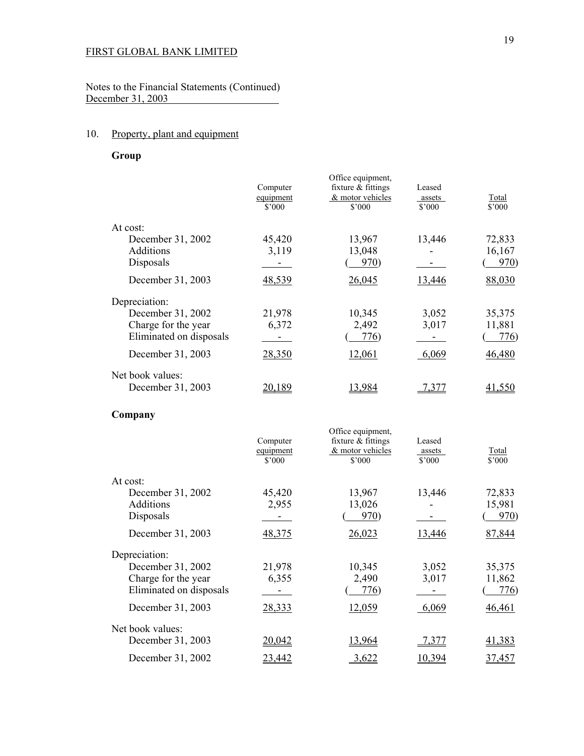FIRST GLOBAL BANK LIMITED

Notes to the Financial Statements (Continued)
December 31, 2003

## 10. Property, plant and equipment

### Group

| | Computer equipment $'000 | Office equipment, fixture & fittings & motor vehicles $'000 | Leased assets $'000 | Total $'000 |
|---|---|---|---|---|
| At cost: | | | | |
| December 31, 2002 | 45,420 | 13,967 | 13,446 | 72,833 |
| Additions | 3,119 | 13,048 | - | 16,167 |
| Disposals | - | ( 970) | - | ( 970) |
| December 31, 2003 | 48,539 | 26,045 | 13,446 | 88,030 |
| Depreciation: | | | | |
| December 31, 2002 | 21,978 | 10,345 | 3,052 | 35,375 |
| Charge for the year | 6,372 | 2,492 | 3,017 | 11,881 |
| Eliminated on disposals | - | ( 776) | - | ( 776) |
| December 31, 2003 | 28,350 | 12,061 | 6,069 | 46,480 |
| Net book values: | | | | |
| December 31, 2003 | 20,189 | 13,984 | 7,377 | 41,550 |

### Company

| | Computer equipment $'000 | Office equipment, fixture & fittings & motor vehicles $'000 | Leased assets $'000 | Total $'000 |
|---|---|---|---|---|
| At cost: | | | | |
| December 31, 2002 | 45,420 | 13,967 | 13,446 | 72,833 |
| Additions | 2,955 | 13,026 | - | 15,981 |
| Disposals | - | ( 970) | - | ( 970) |
| December 31, 2003 | 48,375 | 26,023 | 13,446 | 87,844 |
| Depreciation: | | | | |
| December 31, 2002 | 21,978 | 10,345 | 3,052 | 35,375 |
| Charge for the year | 6,355 | 2,490 | 3,017 | 11,862 |
| Eliminated on disposals | - | ( 776) | - | ( 776) |
| December 31, 2003 | 28,333 | 12,059 | 6,069 | 46,461 |
| Net book values: | | | | |
| December 31, 2003 | 20,042 | 13,964 | 7,377 | 41,383 |
| December 31, 2002 | 23,442 | 3,622 | 10,394 | 37,457 |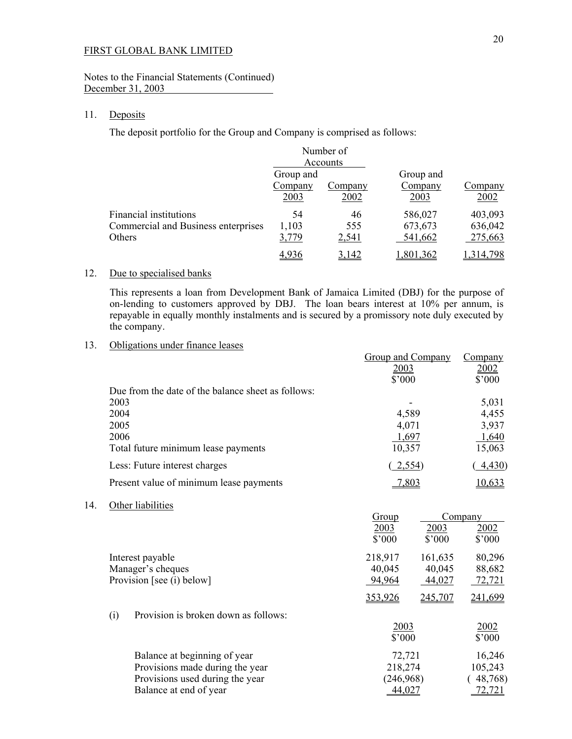FIRST GLOBAL BANK LIMITED

Notes to the Financial Statements (Continued)
December 31, 2003

## 11. Deposits

The deposit portfolio for the Group and Company is comprised as follows:

| | Number of Accounts | | | |
|---|---|---|---|---|
| | Group and Company 2003 | Company 2002 | Group and Company 2003 | Company 2002 |
| Financial institutions | 54 | 46 | 586,027 | 403,093 |
| Commercial and Business enterprises | 1,103 | 555 | 673,673 | 636,042 |
| Others | 3,779 | 2,541 | 541,662 | 275,663 |
| | 4,936 | 3,142 | 1,801,362 | 1,314,798 |

## 12. Due to specialised banks

This represents a loan from Development Bank of Jamaica Limited (DBJ) for the purpose of on-lending to customers approved by DBJ. The loan bears interest at 10% per annum, is repayable in equally monthly instalments and is secured by a promissory note duly executed by the company.

## 13. Obligations under finance leases

| | Group and Company 2003 $'000 | Company 2002 $'000 |
|---|---|---|
| Due from the date of the balance sheet as follows: | | |
| 2003 | - | 5,031 |
| 2004 | 4,589 | 4,455 |
| 2005 | 4,071 | 3,937 |
| 2006 | 1,697 | 1,640 |
| Total future minimum lease payments | 10,357 | 15,063 |
| Less: Future interest charges | ( 2,554) | ( 4,430) |
| Present value of minimum lease payments | 7,803 | 10,633 |

## 14. Other liabilities

| | Group | Company | |
|---|---|---|---|
| | 2003 $'000 | 2003 $'000 | 2002 $'000 |
| Interest payable | 218,917 | 161,635 | 80,296 |
| Manager's cheques | 40,045 | 40,045 | 88,682 |
| Provision [see (i) below] | 94,964 | 44,027 | 72,721 |
| | 353,926 | 245,707 | 241,699 |

(i) Provision is broken down as follows:

| | 2003 $'000 | 2002 $'000 |
|---|---|---|
| Balance at beginning of year | 72,721 | 16,246 |
| Provisions made during the year | 218,274 | 105,243 |
| Provisions used during the year | (246,968) | ( 48,768) |
| Balance at end of year | 44,027 | 72,721 |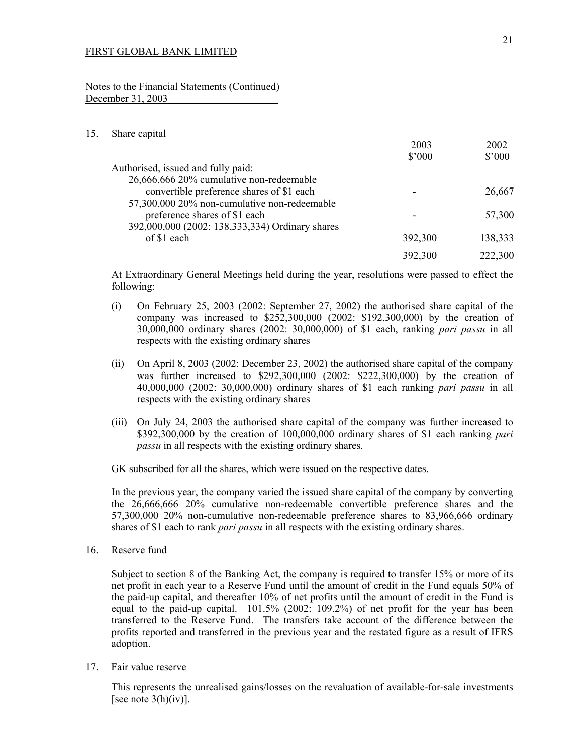FIRST GLOBAL BANK LIMITED

Notes to the Financial Statements (Continued)
December 31, 2003

## 15. Share capital

| | 2003<br>$'000 | 2002<br>$'000 |
|---|---|---|
| Authorised, issued and fully paid: | | |
| 26,666,666 20% cumulative non-redeemable convertible preference shares of $1 each | - | 26,667 |
| 57,300,000 20% non-cumulative non-redeemable preference shares of $1 each | - | 57,300 |
| 392,000,000 (2002: 138,333,334) Ordinary shares of $1 each | 392,300 | 138,333 |
| | 392,300 | 222,300 |

At Extraordinary General Meetings held during the year, resolutions were passed to effect the following:

(i) On February 25, 2003 (2002: September 27, 2002) the authorised share capital of the company was increased to $252,300,000 (2002: $192,300,000) by the creation of 30,000,000 ordinary shares (2002: 30,000,000) of $1 each, ranking *pari passu* in all respects with the existing ordinary shares

(ii) On April 8, 2003 (2002: December 23, 2002) the authorised share capital of the company was further increased to $292,300,000 (2002: $222,300,000) by the creation of 40,000,000 (2002: 30,000,000) ordinary shares of $1 each ranking *pari passu* in all respects with the existing ordinary shares

(iii) On July 24, 2003 the authorised share capital of the company was further increased to $392,300,000 by the creation of 100,000,000 ordinary shares of $1 each ranking *pari passu* in all respects with the existing ordinary shares.

GK subscribed for all the shares, which were issued on the respective dates.

In the previous year, the company varied the issued share capital of the company by converting the 26,666,666 20% cumulative non-redeemable convertible preference shares and the 57,300,000 20% non-cumulative non-redeemable preference shares to 83,966,666 ordinary shares of $1 each to rank *pari passu* in all respects with the existing ordinary shares.

## 16. Reserve fund

Subject to section 8 of the Banking Act, the company is required to transfer 15% or more of its net profit in each year to a Reserve Fund until the amount of credit in the Fund equals 50% of the paid-up capital, and thereafter 10% of net profits until the amount of credit in the Fund is equal to the paid-up capital. 101.5% (2002: 109.2%) of net profit for the year has been transferred to the Reserve Fund. The transfers take account of the difference between the profits reported and transferred in the previous year and the restated figure as a result of IFRS adoption.

## 17. Fair value reserve

This represents the unrealised gains/losses on the revaluation of available-for-sale investments [see note 3(h)(iv)].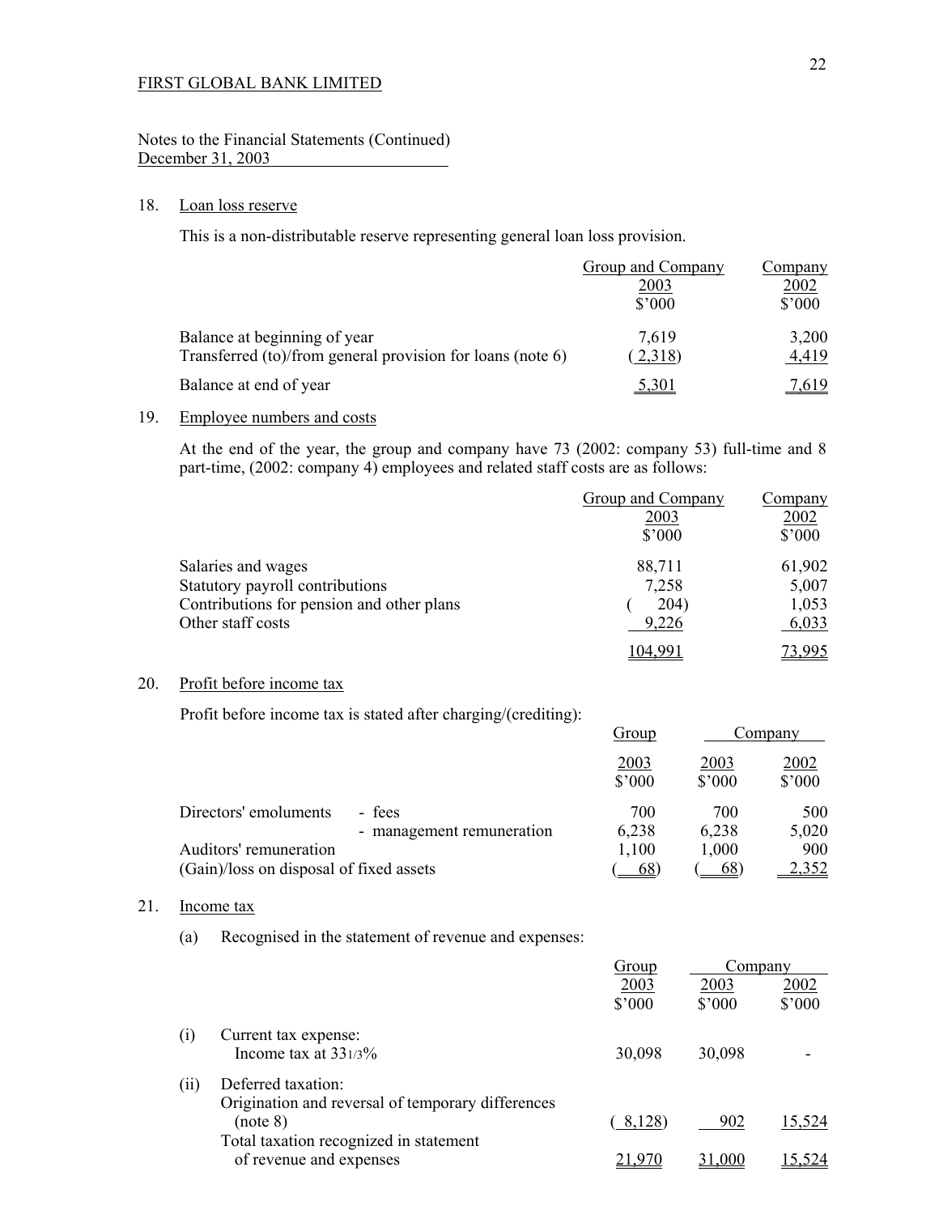FIRST GLOBAL BANK LIMITED

Notes to the Financial Statements (Continued)
December 31, 2003

## 18. Loan loss reserve

This is a non-distributable reserve representing general loan loss provision.

| | Group and Company 2003 $'000 | Company 2002 $'000 |
|---|---|---|
| Balance at beginning of year | 7,619 | 3,200 |
| Transferred (to)/from general provision for loans (note 6) | (2,318) | 4,419 |
| Balance at end of year | 5,301 | 7,619 |

## 19. Employee numbers and costs

At the end of the year, the group and company have 73 (2002: company 53) full-time and 8 part-time, (2002: company 4) employees and related staff costs are as follows:

| | Group and Company 2003 $'000 | Company 2002 $'000 |
|---|---|---|
| Salaries and wages | 88,711 | 61,902 |
| Statutory payroll contributions | 7,258 | 5,007 |
| Contributions for pension and other plans | ( 204) | 1,053 |
| Other staff costs | 9,226 | 6,033 |
| | 104,991 | 73,995 |

## 20. Profit before income tax

Profit before income tax is stated after charging/(crediting):

| | | Group | Company | |
|---|---|---|---|---|
| | | 2003 $'000 | 2003 $'000 | 2002 $'000 |
| Directors' emoluments | - fees | 700 | 700 | 500 |
| | - management remuneration | 6,238 | 6,238 | 5,020 |
| Auditors' remuneration | | 1,100 | 1,000 | 900 |
| (Gain)/loss on disposal of fixed assets | | ( 68) | ( 68) | 2,352 |

## 21. Income tax

(a) Recognised in the statement of revenue and expenses:

| | | Group | Company | |
|---|---|---|---|---|
| | | 2003 $'000 | 2003 $'000 | 2002 $'000 |
| (i) | Current tax expense:<br>Income tax at $33\frac{1}{3}\%$ | 30,098 | 30,098 | - |
| (ii) | Deferred taxation:<br>Origination and reversal of temporary differences (note 8) | ( 8,128) | 902 | 15,524 |
| | Total taxation recognized in statement of revenue and expenses | 21,970 | 31,000 | 15,524 |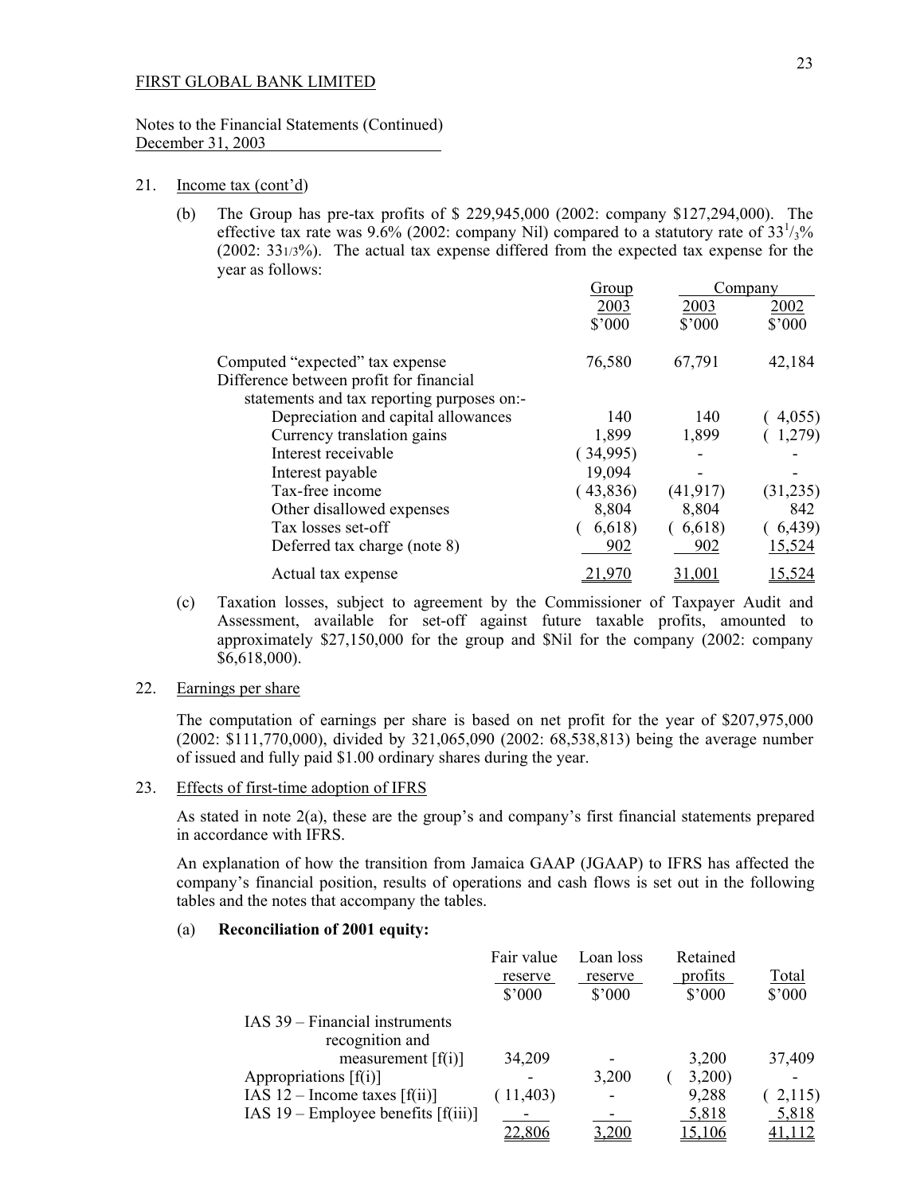FIRST GLOBAL BANK LIMITED

Notes to the Financial Statements (Continued)
December 31, 2003

21. Income tax (cont'd)

(b) The Group has pre-tax profits of \$ 229,945,000 (2002: company \$127,294,000). The effective tax rate was 9.6% (2002: company Nil) compared to a statutory rate of $33^1/_3$% (2002: $33^1/_3$%). The actual tax expense differed from the expected tax expense for the year as follows:

| | Group | Company | |
|---|---|---|---|
| | 2003 | 2003 | 2002 |
| | \$'000 | \$'000 | \$'000 |
| Computed "expected" tax expense | 76,580 | 67,791 | 42,184 |
| Difference between profit for financial statements and tax reporting purposes on:- | | | |
| Depreciation and capital allowances | 140 | 140 | ( 4,055) |
| Currency translation gains | 1,899 | 1,899 | ( 1,279) |
| Interest receivable | ( 34,995) | - | - |
| Interest payable | 19,094 | - | - |
| Tax-free income | ( 43,836) | (41,917) | (31,235) |
| Other disallowed expenses | 8,804 | 8,804 | 842 |
| Tax losses set-off | ( 6,618) | ( 6,618) | ( 6,439) |
| Deferred tax charge (note 8) | 902 | 902 | 15,524 |
| Actual tax expense | 21,970 | 31,001 | 15,524 |

(c) Taxation losses, subject to agreement by the Commissioner of Taxpayer Audit and Assessment, available for set-off against future taxable profits, amounted to approximately \$27,150,000 for the group and \$Nil for the company (2002: company \$6,618,000).

22. Earnings per share

The computation of earnings per share is based on net profit for the year of \$207,975,000 (2002: \$111,770,000), divided by 321,065,090 (2002: 68,538,813) being the average number of issued and fully paid \$1.00 ordinary shares during the year.

23. Effects of first-time adoption of IFRS

As stated in note 2(a), these are the group's and company's first financial statements prepared in accordance with IFRS.

An explanation of how the transition from Jamaica GAAP (JGAAP) to IFRS has affected the company's financial position, results of operations and cash flows is set out in the following tables and the notes that accompany the tables.

(a) **Reconciliation of 2001 equity:**

| | Fair value reserve | Loan loss reserve | Retained profits | Total |
|---|---|---|---|---|
| | \$'000 | \$'000 | \$'000 | \$'000 |
| IAS 39 – Financial instruments recognition and measurement [f(i)] | 34,209 | - | 3,200 | 37,409 |
| Appropriations [f(i)] | - | 3,200 | ( 3,200) | - |
| IAS 12 – Income taxes [f(ii)] | ( 11,403) | - | 9,288 | ( 2,115) |
| IAS 19 – Employee benefits [f(iii)] | - | - | 5,818 | 5,818 |
| | 22,806 | 3,200 | 15,106 | 41,112 |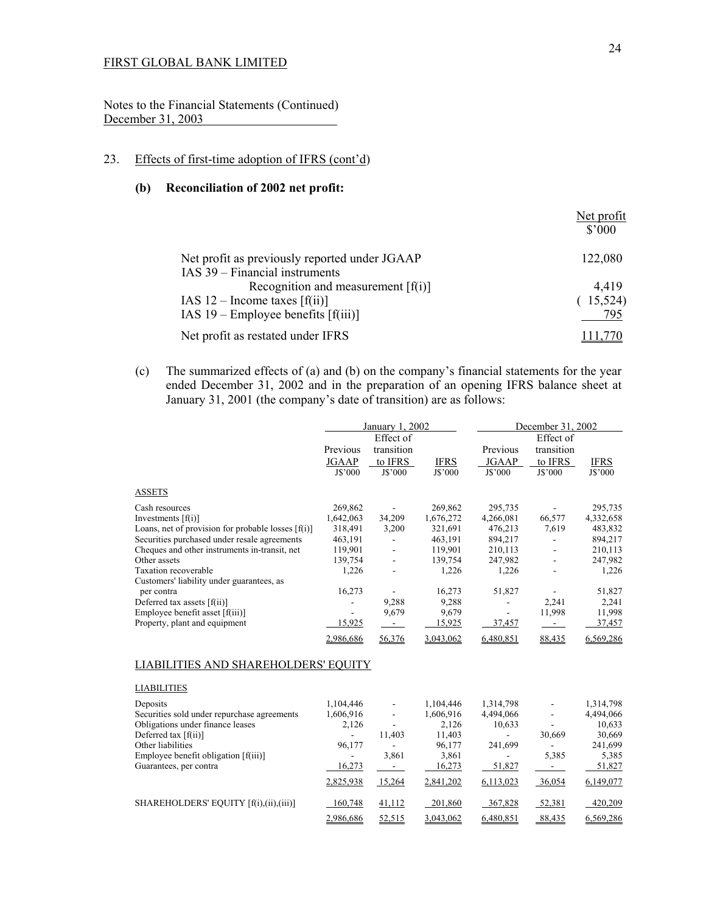FIRST GLOBAL BANK LIMITED

Notes to the Financial Statements (Continued)
December 31, 2003

## 23. Effects of first-time adoption of IFRS (cont'd)

### (b) Reconciliation of 2002 net profit:

| | Net profit $'000 |
|---|---|
| Net profit as previously reported under JGAAP | 122,080 |
| IAS 39 – Financial instruments Recognition and measurement [f(i)] | 4,419 |
| IAS 12 – Income taxes [f(ii)] | ( 15,524) |
| IAS 19 – Employee benefits [f(iii)] | 795 |
| Net profit as restated under IFRS | 111,770 |

(c) The summarized effects of (a) and (b) on the company's financial statements for the year ended December 31, 2002 and in the preparation of an opening IFRS balance sheet at January 31, 2001 (the company's date of transition) are as follows:

| | January 1, 2002 | | | December 31, 2002 | | |
|---|---|---|---|---|---|---|
| | Previous JGAAP J$'000 | Effect of transition to IFRS J$'000 | IFRS J$'000 | Previous JGAAP J$'000 | Effect of transition to IFRS J$'000 | IFRS J$'000 |
| ASSETS | | | | | | |
| Cash resources | 269,862 | - | 269,862 | 295,735 | - | 295,735 |
| Investments [f(i)] | 1,642,063 | 34,209 | 1,676,272 | 4,266,081 | 66,577 | 4,332,658 |
| Loans, net of provision for probable losses [f(i)] | 318,491 | 3,200 | 321,691 | 476,213 | 7,619 | 483,832 |
| Securities purchased under resale agreements | 463,191 | - | 463,191 | 894,217 | - | 894,217 |
| Cheques and other instruments in-transit, net | 119,901 | - | 119,901 | 210,113 | - | 210,113 |
| Other assets | 139,754 | - | 139,754 | 247,982 | - | 247,982 |
| Taxation recoverable | 1,226 | - | 1,226 | 1,226 | - | 1,226 |
| Customers' liability under guarantees, as per contra | 16,273 | - | 16,273 | 51,827 | - | 51,827 |
| Deferred tax assets [f(ii)] | - | 9,288 | 9,288 | - | 2,241 | 2,241 |
| Employee benefit asset [f(iii)] | - | 9,679 | 9,679 | - | 11,998 | 11,998 |
| Property, plant and equipment | 15,925 | - | 15,925 | 37,457 | - | 37,457 |
| | 2,986,686 | 56,376 | 3,043,062 | 6,480,851 | 88,435 | 6,569,286 |
| LIABILITIES AND SHAREHOLDERS' EQUITY | | | | | | |
| LIABILITIES | | | | | | |
| Deposits | 1,104,446 | - | 1,104,446 | 1,314,798 | - | 1,314,798 |
| Securities sold under repurchase agreements | 1,606,916 | - | 1,606,916 | 4,494,066 | - | 4,494,066 |
| Obligations under finance leases | 2,126 | - | 2,126 | 10,633 | - | 10,633 |
| Deferred tax [f(ii)] | - | 11,403 | 11,403 | - | 30,669 | 30,669 |
| Other liabilities | 96,177 | - | 96,177 | 241,699 | - | 241,699 |
| Employee benefit obligation [f(iii)] | - | 3,861 | 3,861 | - | 5,385 | 5,385 |
| Guarantees, per contra | 16,273 | - | 16,273 | 51,827 | - | 51,827 |
| | 2,825,938 | 15,264 | 2,841,202 | 6,113,023 | 36,054 | 6,149,077 |
| SHAREHOLDERS' EQUITY [f(i),(ii),(iii)] | 160,748 | 41,112 | 201,860 | 367,828 | 52,381 | 420,209 |
| | 2,986,686 | 52,515 | 3,043,062 | 6,480,851 | 88,435 | 6,569,286 |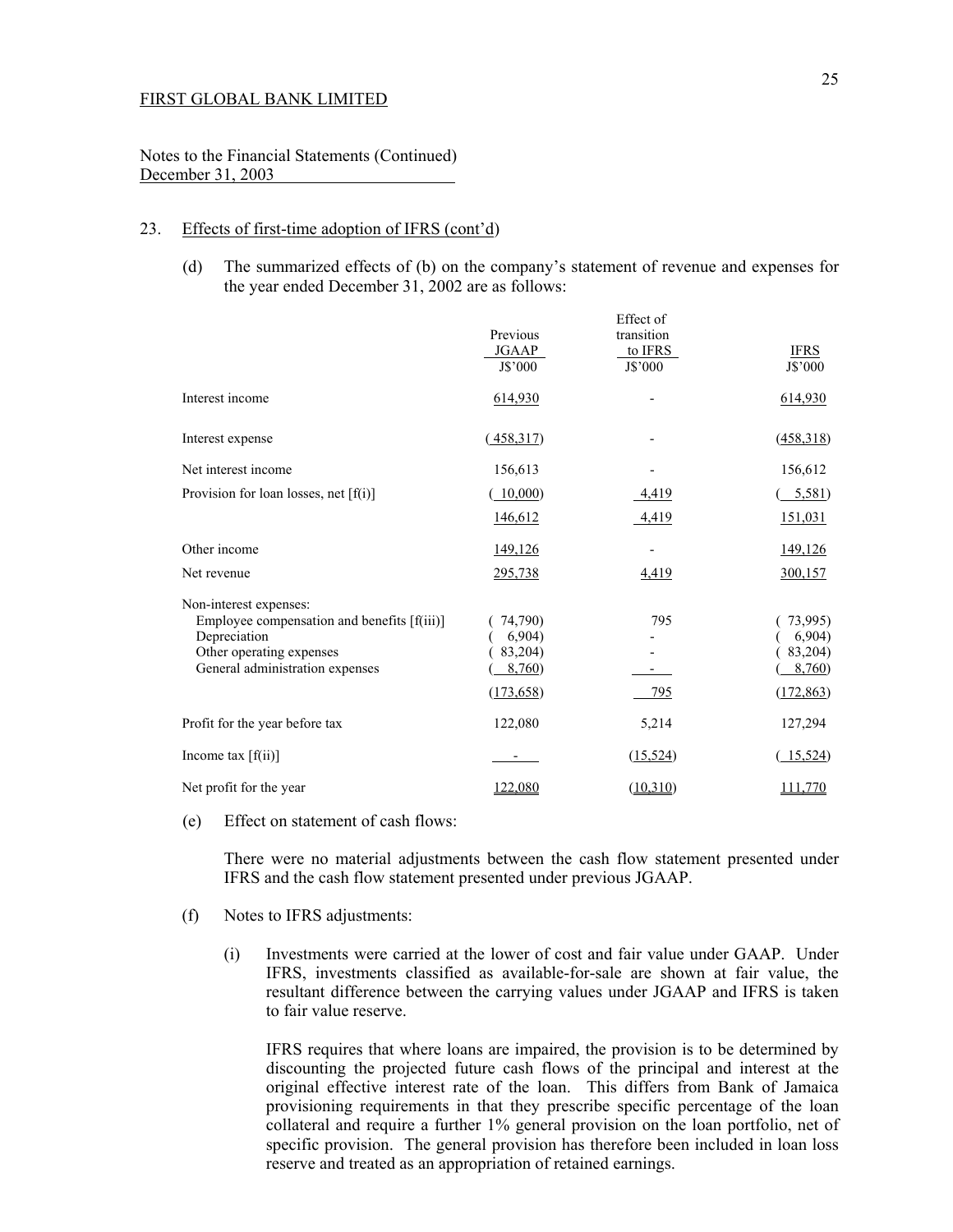FIRST GLOBAL BANK LIMITED

Notes to the Financial Statements (Continued)
December 31, 2003

23. Effects of first-time adoption of IFRS (cont'd)

(d) The summarized effects of (b) on the company's statement of revenue and expenses for the year ended December 31, 2002 are as follows:

| | Previous JGAAP J$'000 | Effect of transition to IFRS J$'000 | IFRS J$'000 |
|---|---|---|---|
| Interest income | 614,930 | - | 614,930 |
| Interest expense | ( 458,317) | - | (458,318) |
| Net interest income | 156,613 | - | 156,612 |
| Provision for loan losses, net [f(i)] | ( 10,000) | 4,419 | ( 5,581) |
| | 146,612 | 4,419 | 151,031 |
| Other income | 149,126 | - | 149,126 |
| Net revenue | 295,738 | 4,419 | 300,157 |
| Non-interest expenses: | | | |
| Employee compensation and benefits [f(iii)] | ( 74,790) | 795 | ( 73,995) |
| Depreciation | ( 6,904) | - | ( 6,904) |
| Other operating expenses | ( 83,204) | - | ( 83,204) |
| General administration expenses | ( 8,760) | - | ( 8,760) |
| | (173,658) | 795 | (172,863) |
| Profit for the year before tax | 122,080 | 5,214 | 127,294 |
| Income tax [f(ii)] | - | (15,524) | ( 15,524) |
| Net profit for the year | 122,080 | (10,310) | 111,770 |

(e) Effect on statement of cash flows:

There were no material adjustments between the cash flow statement presented under IFRS and the cash flow statement presented under previous JGAAP.

(f) Notes to IFRS adjustments:

(i) Investments were carried at the lower of cost and fair value under GAAP. Under IFRS, investments classified as available-for-sale are shown at fair value, the resultant difference between the carrying values under JGAAP and IFRS is taken to fair value reserve.

IFRS requires that where loans are impaired, the provision is to be determined by discounting the projected future cash flows of the principal and interest at the original effective interest rate of the loan. This differs from Bank of Jamaica provisioning requirements in that they prescribe specific percentage of the loan collateral and require a further 1% general provision on the loan portfolio, net of specific provision. The general provision has therefore been included in loan loss reserve and treated as an appropriation of retained earnings.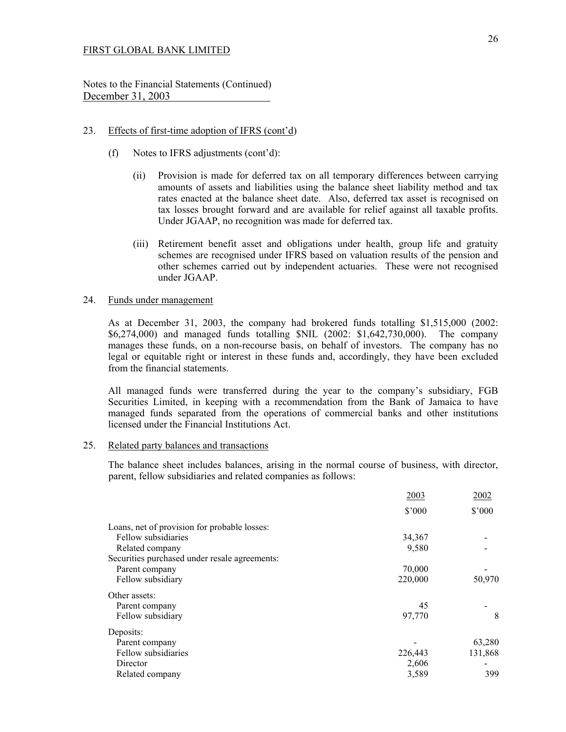FIRST GLOBAL BANK LIMITED

Notes to the Financial Statements (Continued)
December 31, 2003

23. Effects of first-time adoption of IFRS (cont'd)

(f) Notes to IFRS adjustments (cont'd):

(ii) Provision is made for deferred tax on all temporary differences between carrying amounts of assets and liabilities using the balance sheet liability method and tax rates enacted at the balance sheet date. Also, deferred tax asset is recognised on tax losses brought forward and are available for relief against all taxable profits. Under JGAAP, no recognition was made for deferred tax.

(iii) Retirement benefit asset and obligations under health, group life and gratuity schemes are recognised under IFRS based on valuation results of the pension and other schemes carried out by independent actuaries. These were not recognised under JGAAP.

24. Funds under management

As at December 31, 2003, the company had brokered funds totalling $1,515,000 (2002: $6,274,000) and managed funds totalling $NIL (2002: $1,642,730,000). The company manages these funds, on a non-recourse basis, on behalf of investors. The company has no legal or equitable right or interest in these funds and, accordingly, they have been excluded from the financial statements.

All managed funds were transferred during the year to the company's subsidiary, FGB Securities Limited, in keeping with a recommendation from the Bank of Jamaica to have managed funds separated from the operations of commercial banks and other institutions licensed under the Financial Institutions Act.

25. Related party balances and transactions

The balance sheet includes balances, arising in the normal course of business, with director, parent, fellow subsidiaries and related companies as follows:

| | 2003 | 2002 |
|---|---|---|
| | $'000 | $'000 |
| Loans, net of provision for probable losses: | | |
| Fellow subsidiaries | 34,367 | - |
| Related company | 9,580 | - |
| Securities purchased under resale agreements: | | |
| Parent company | 70,000 | - |
| Fellow subsidiary | 220,000 | 50,970 |
| Other assets: | | |
| Parent company | 45 | - |
| Fellow subsidiary | 97,770 | 8 |
| Deposits: | | |
| Parent company | - | 63,280 |
| Fellow subsidiaries | 226,443 | 131,868 |
| Director | 2,606 | - |
| Related company | 3,589 | 399 |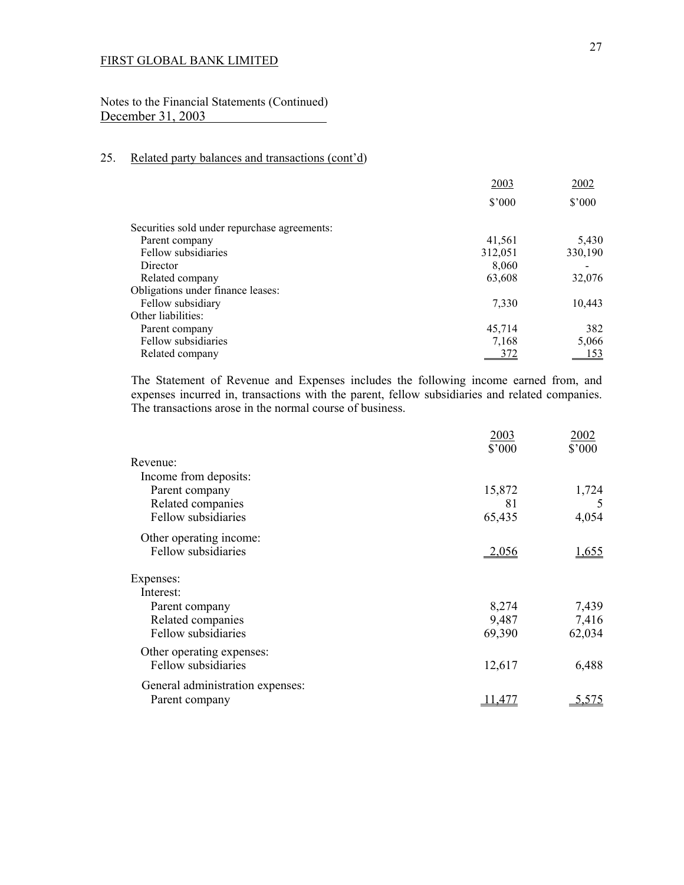FIRST GLOBAL BANK LIMITED

Notes to the Financial Statements (Continued)
December 31, 2003

## 25. Related party balances and transactions (cont'd)

| | 2003<br>$'000 | 2002<br>$'000 |
|---|---|---|
| Securities sold under repurchase agreements: | | |
| Parent company | 41,561 | 5,430 |
| Fellow subsidiaries | 312,051 | 330,190 |
| Director | 8,060 | - |
| Related company | 63,608 | 32,076 |
| Obligations under finance leases: | | |
| Fellow subsidiary | 7,330 | 10,443 |
| Other liabilities: | | |
| Parent company | 45,714 | 382 |
| Fellow subsidiaries | 7,168 | 5,066 |
| Related company | 372 | 153 |

The Statement of Revenue and Expenses includes the following income earned from, and expenses incurred in, transactions with the parent, fellow subsidiaries and related companies. The transactions arose in the normal course of business.

| | 2003<br>$'000 | 2002<br>$'000 |
|---|---|---|
| Revenue: | | |
| Income from deposits: | | |
| Parent company | 15,872 | 1,724 |
| Related companies | 81 | 5 |
| Fellow subsidiaries | 65,435 | 4,054 |
| Other operating income: | | |
| Fellow subsidiaries | 2,056 | 1,655 |
| Expenses: | | |
| Interest: | | |
| Parent company | 8,274 | 7,439 |
| Related companies | 9,487 | 7,416 |
| Fellow subsidiaries | 69,390 | 62,034 |
| Other operating expenses: | | |
| Fellow subsidiaries | 12,617 | 6,488 |
| General administration expenses: | | |
| Parent company | 11,477 | 5,575 |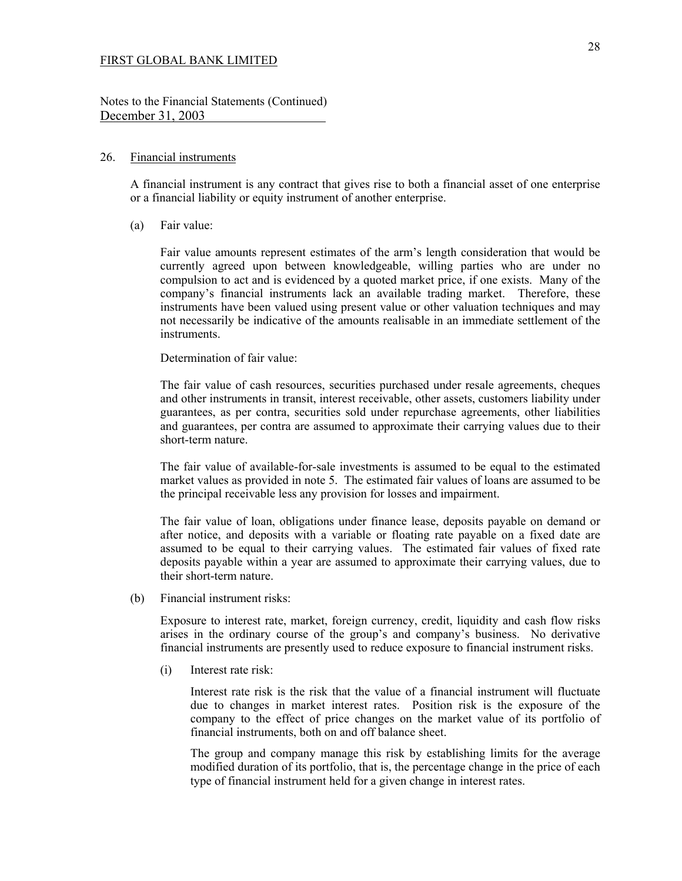FIRST GLOBAL BANK LIMITED

Notes to the Financial Statements (Continued)
December 31, 2003

## 26. Financial instruments

A financial instrument is any contract that gives rise to both a financial asset of one enterprise or a financial liability or equity instrument of another enterprise.

### (a) Fair value:

Fair value amounts represent estimates of the arm's length consideration that would be currently agreed upon between knowledgeable, willing parties who are under no compulsion to act and is evidenced by a quoted market price, if one exists. Many of the company's financial instruments lack an available trading market. Therefore, these instruments have been valued using present value or other valuation techniques and may not necessarily be indicative of the amounts realisable in an immediate settlement of the instruments.

Determination of fair value:

The fair value of cash resources, securities purchased under resale agreements, cheques and other instruments in transit, interest receivable, other assets, customers liability under guarantees, as per contra, securities sold under repurchase agreements, other liabilities and guarantees, per contra are assumed to approximate their carrying values due to their short-term nature.

The fair value of available-for-sale investments is assumed to be equal to the estimated market values as provided in note 5. The estimated fair values of loans are assumed to be the principal receivable less any provision for losses and impairment.

The fair value of loan, obligations under finance lease, deposits payable on demand or after notice, and deposits with a variable or floating rate payable on a fixed date are assumed to be equal to their carrying values. The estimated fair values of fixed rate deposits payable within a year are assumed to approximate their carrying values, due to their short-term nature.

### (b) Financial instrument risks:

Exposure to interest rate, market, foreign currency, credit, liquidity and cash flow risks arises in the ordinary course of the group's and company's business. No derivative financial instruments are presently used to reduce exposure to financial instrument risks.

#### (i) Interest rate risk:

Interest rate risk is the risk that the value of a financial instrument will fluctuate due to changes in market interest rates. Position risk is the exposure of the company to the effect of price changes on the market value of its portfolio of financial instruments, both on and off balance sheet.

The group and company manage this risk by establishing limits for the average modified duration of its portfolio, that is, the percentage change in the price of each type of financial instrument held for a given change in interest rates.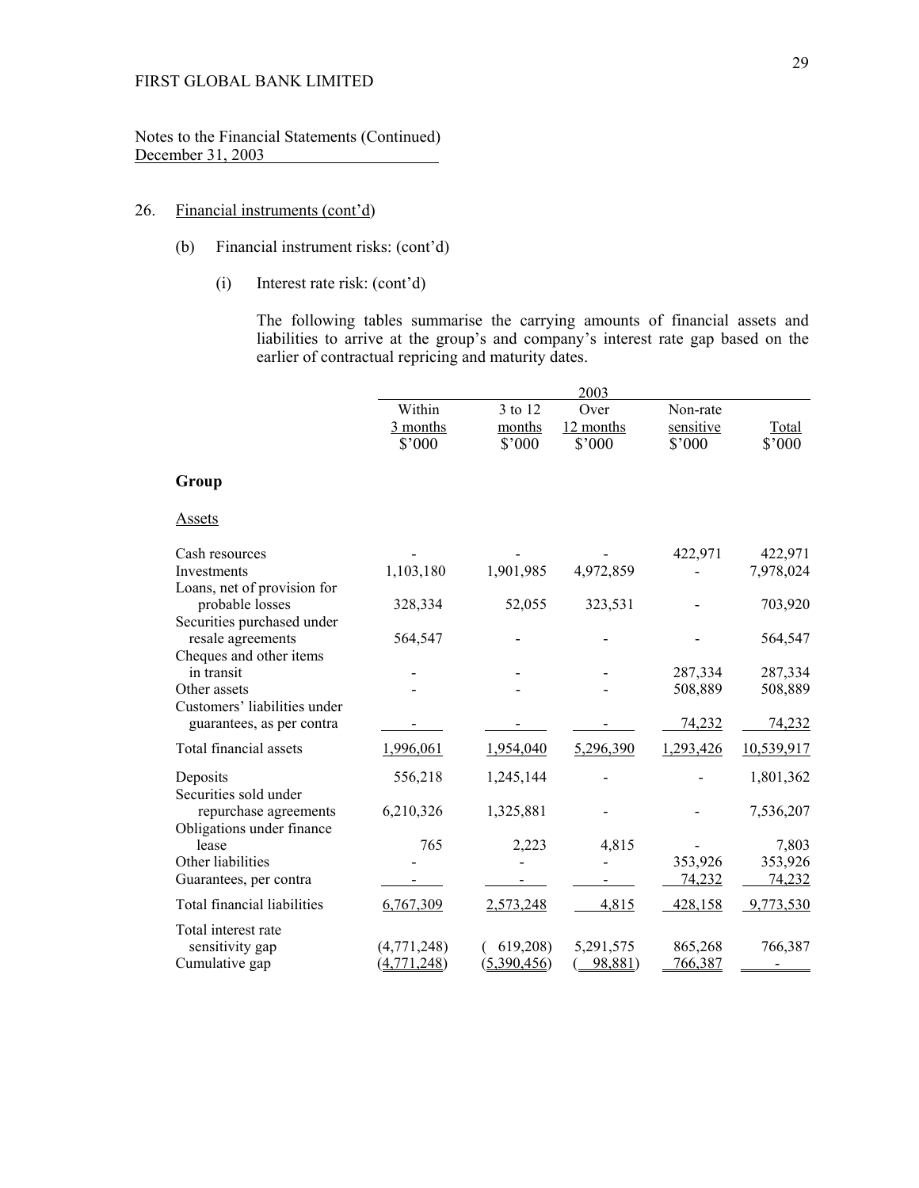FIRST GLOBAL BANK LIMITED

Notes to the Financial Statements (Continued)
December 31, 2003

26. Financial instruments (cont'd)

(b) Financial instrument risks: (cont'd)

(i) Interest rate risk: (cont'd)

The following tables summarise the carrying amounts of financial assets and liabilities to arrive at the group's and company's interest rate gap based on the earlier of contractual repricing and maturity dates.

| | 2003 | | | | |
|---|---|---|---|---|---|
| | Within 3 months $'000 | 3 to 12 months $'000 | Over 12 months $'000 | Non-rate sensitive $'000 | Total $'000 |
| **Group** | | | | | |
| Assets | | | | | |
| Cash resources | - | - | - | 422,971 | 422,971 |
| Investments | 1,103,180 | 1,901,985 | 4,972,859 | - | 7,978,024 |
| Loans, net of provision for probable losses | 328,334 | 52,055 | 323,531 | - | 703,920 |
| Securities purchased under resale agreements | 564,547 | - | - | - | 564,547 |
| Cheques and other items in transit | - | - | - | 287,334 | 287,334 |
| Other assets | - | - | - | 508,889 | 508,889 |
| Customers' liabilities under guarantees, as per contra | - | - | - | 74,232 | 74,232 |
| Total financial assets | 1,996,061 | 1,954,040 | 5,296,390 | 1,293,426 | 10,539,917 |
| Deposits | 556,218 | 1,245,144 | - | - | 1,801,362 |
| Securities sold under repurchase agreements | 6,210,326 | 1,325,881 | - | - | 7,536,207 |
| Obligations under finance lease | 765 | 2,223 | 4,815 | - | 7,803 |
| Other liabilities | - | - | - | 353,926 | 353,926 |
| Guarantees, per contra | - | - | - | 74,232 | 74,232 |
| Total financial liabilities | 6,767,309 | 2,573,248 | 4,815 | 428,158 | 9,773,530 |
| Total interest rate sensitivity gap | (4,771,248) | ( 619,208) | 5,291,575 | 865,268 | 766,387 |
| Cumulative gap | (4,771,248) | (5,390,456) | ( 98,881) | 766,387 | - |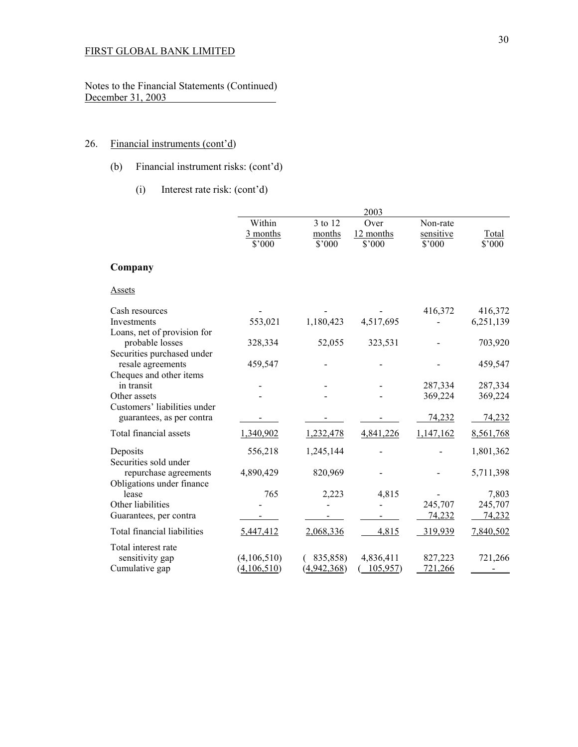FIRST GLOBAL BANK LIMITED

Notes to the Financial Statements (Continued)
December 31, 2003

26. Financial instruments (cont'd)

(b) Financial instrument risks: (cont'd)

(i) Interest rate risk: (cont'd)

| | 2003 | | | | |
|---|---|---|---|---|---|
| | Within 3 months $'000 | 3 to 12 months $'000 | Over 12 months $'000 | Non-rate sensitive $'000 | Total $'000 |
| **Company** | | | | | |
| Assets | | | | | |
| Cash resources | - | - | - | 416,372 | 416,372 |
| Investments | 553,021 | 1,180,423 | 4,517,695 | - | 6,251,139 |
| Loans, net of provision for probable losses | 328,334 | 52,055 | 323,531 | - | 703,920 |
| Securities purchased under resale agreements | 459,547 | - | - | - | 459,547 |
| Cheques and other items in transit | - | - | - | 287,334 | 287,334 |
| Other assets | - | - | - | 369,224 | 369,224 |
| Customers' liabilities under guarantees, as per contra | - | - | - | 74,232 | 74,232 |
| Total financial assets | 1,340,902 | 1,232,478 | 4,841,226 | 1,147,162 | 8,561,768 |
| Deposits | 556,218 | 1,245,144 | - | - | 1,801,362 |
| Securities sold under repurchase agreements | 4,890,429 | 820,969 | - | - | 5,711,398 |
| Obligations under finance lease | 765 | 2,223 | 4,815 | - | 7,803 |
| Other liabilities | - | - | - | 245,707 | 245,707 |
| Guarantees, per contra | - | - | - | 74,232 | 74,232 |
| Total financial liabilities | 5,447,412 | 2,068,336 | 4,815 | 319,939 | 7,840,502 |
| Total interest rate sensitivity gap | (4,106,510) | ( 835,858) | 4,836,411 | 827,223 | 721,266 |
| Cumulative gap | (4,106,510) | (4,942,368) | ( 105,957) | 721,266 | - |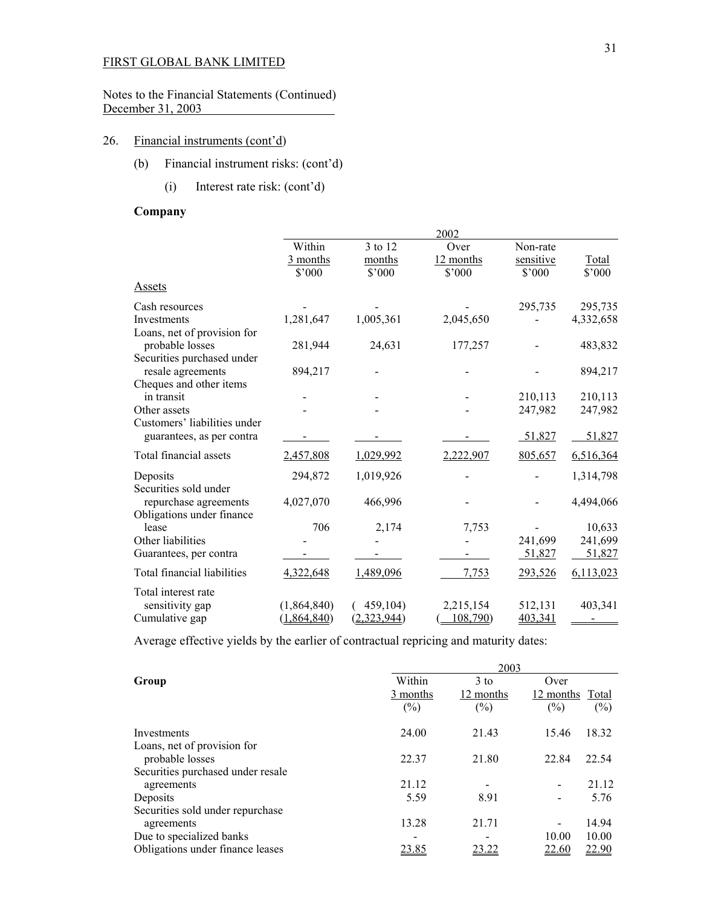FIRST GLOBAL BANK LIMITED

Notes to the Financial Statements (Continued)
December 31, 2003

26. Financial instruments (cont'd)

(b) Financial instrument risks: (cont'd)

(i) Interest rate risk: (cont'd)

**Company**

| | 2002 | | | | |
|---|---|---|---|---|---|
| | Within 3 months $'000 | 3 to 12 months $'000 | Over 12 months $'000 | Non-rate sensitive $'000 | Total $'000 |
| Assets | | | | | |
| Cash resources | - | - | - | 295,735 | 295,735 |
| Investments | 1,281,647 | 1,005,361 | 2,045,650 | - | 4,332,658 |
| Loans, net of provision for probable losses | 281,944 | 24,631 | 177,257 | - | 483,832 |
| Securities purchased under resale agreements | 894,217 | - | - | - | 894,217 |
| Cheques and other items in transit | - | - | - | 210,113 | 210,113 |
| Other assets | - | - | - | 247,982 | 247,982 |
| Customers' liabilities under guarantees, as per contra | - | - | - | 51,827 | 51,827 |
| Total financial assets | 2,457,808 | 1,029,992 | 2,222,907 | 805,657 | 6,516,364 |
| Deposits | 294,872 | 1,019,926 | - | - | 1,314,798 |
| Securities sold under repurchase agreements | 4,027,070 | 466,996 | - | - | 4,494,066 |
| Obligations under finance lease | 706 | 2,174 | 7,753 | - | 10,633 |
| Other liabilities | - | - | - | 241,699 | 241,699 |
| Guarantees, per contra | - | - | - | 51,827 | 51,827 |
| Total financial liabilities | 4,322,648 | 1,489,096 | 7,753 | 293,526 | 6,113,023 |
| Total interest rate sensitivity gap | (1,864,840) | ( 459,104) | 2,215,154 | 512,131 | 403,341 |
| Cumulative gap | (1,864,840) | (2,323,944) | ( 108,790) | 403,341 | - |

Average effective yields by the earlier of contractual repricing and maturity dates:

| **Group** | 2003 | | | |
|---|---|---|---|---|
| | Within 3 months (%) | 3 to 12 months (%) | Over 12 months (%) | Total (%) |
| Investments | 24.00 | 21.43 | 15.46 | 18.32 |
| Loans, net of provision for probable losses | 22.37 | 21.80 | 22.84 | 22.54 |
| Securities purchased under resale agreements | 21.12 | - | - | 21.12 |
| Deposits | 5.59 | 8.91 | - | 5.76 |
| Securities sold under repurchase agreements | 13.28 | 21.71 | - | 14.94 |
| Due to specialized banks | - | - | 10.00 | 10.00 |
| Obligations under finance leases | 23.85 | 23.22 | 22.60 | 22.90 |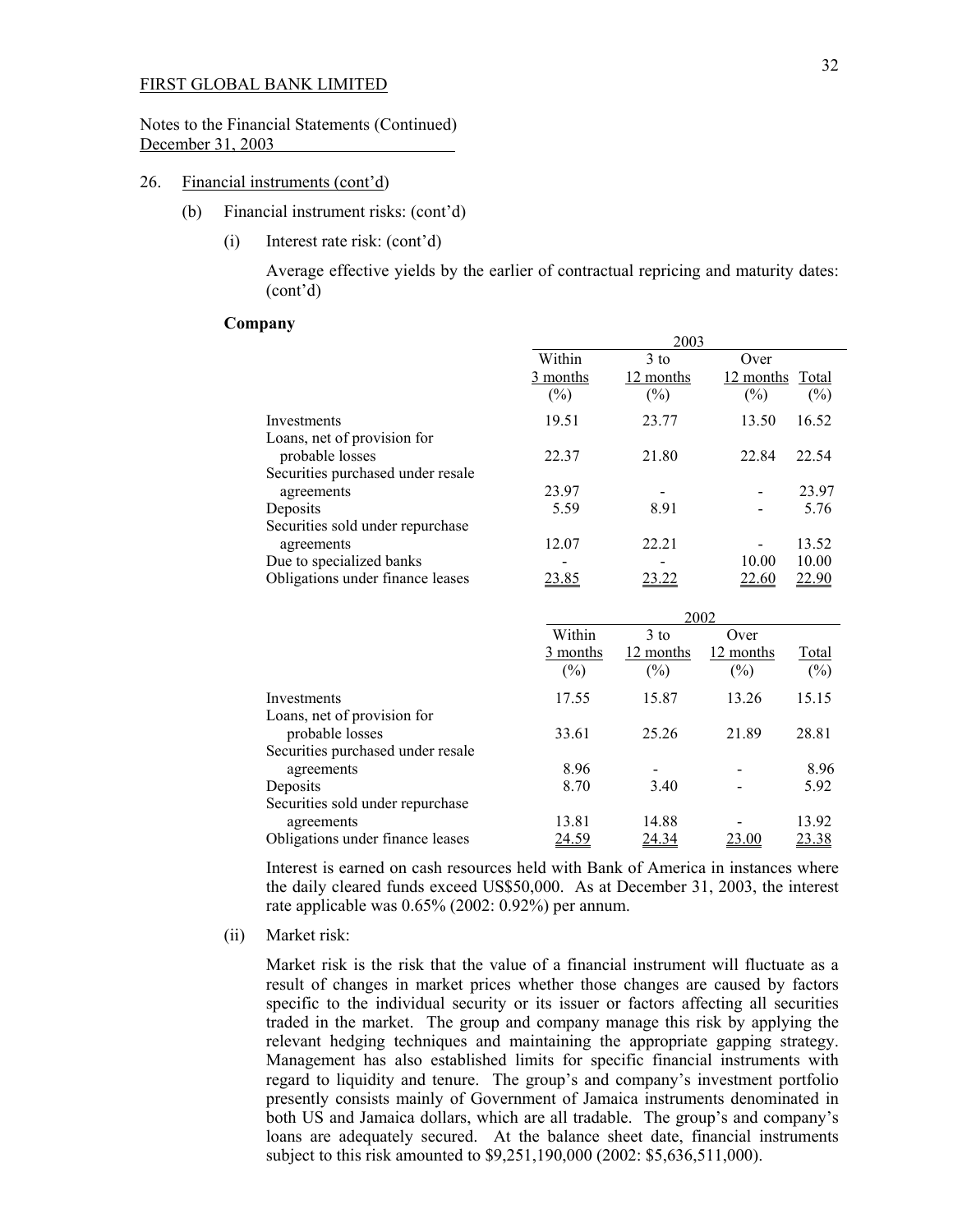FIRST GLOBAL BANK LIMITED

Notes to the Financial Statements (Continued)
December 31, 2003

26. Financial instruments (cont'd)

(b) Financial instrument risks: (cont'd)

(i) Interest rate risk: (cont'd)

Average effective yields by the earlier of contractual repricing and maturity dates: (cont'd)

**Company**

| | 2003 | | | |
|---|---|---|---|---|
| | Within 3 months (%) | 3 to 12 months (%) | Over 12 months (%) | Total (%) |
| Investments | 19.51 | 23.77 | 13.50 | 16.52 |
| Loans, net of provision for probable losses | 22.37 | 21.80 | 22.84 | 22.54 |
| Securities purchased under resale agreements | 23.97 | - | - | 23.97 |
| Deposits | 5.59 | 8.91 | - | 5.76 |
| Securities sold under repurchase agreements | 12.07 | 22.21 | - | 13.52 |
| Due to specialized banks | - | - | 10.00 | 10.00 |
| Obligations under finance leases | 23.85 | 23.22 | 22.60 | 22.90 |

| | 2002 | | | |
|---|---|---|---|---|
| | Within 3 months (%) | 3 to 12 months (%) | Over 12 months (%) | Total (%) |
| Investments | 17.55 | 15.87 | 13.26 | 15.15 |
| Loans, net of provision for probable losses | 33.61 | 25.26 | 21.89 | 28.81 |
| Securities purchased under resale agreements | 8.96 | - | - | 8.96 |
| Deposits | 8.70 | 3.40 | - | 5.92 |
| Securities sold under repurchase agreements | 13.81 | 14.88 | - | 13.92 |
| Obligations under finance leases | 24.59 | 24.34 | 23.00 | 23.38 |

Interest is earned on cash resources held with Bank of America in instances where the daily cleared funds exceed US$50,000. As at December 31, 2003, the interest rate applicable was 0.65% (2002: 0.92%) per annum.

(ii) Market risk:

Market risk is the risk that the value of a financial instrument will fluctuate as a result of changes in market prices whether those changes are caused by factors specific to the individual security or its issuer or factors affecting all securities traded in the market. The group and company manage this risk by applying the relevant hedging techniques and maintaining the appropriate gapping strategy. Management has also established limits for specific financial instruments with regard to liquidity and tenure. The group's and company's investment portfolio presently consists mainly of Government of Jamaica instruments denominated in both US and Jamaica dollars, which are all tradable. The group's and company's loans are adequately secured. At the balance sheet date, financial instruments subject to this risk amounted to $9,251,190,000 (2002: $5,636,511,000).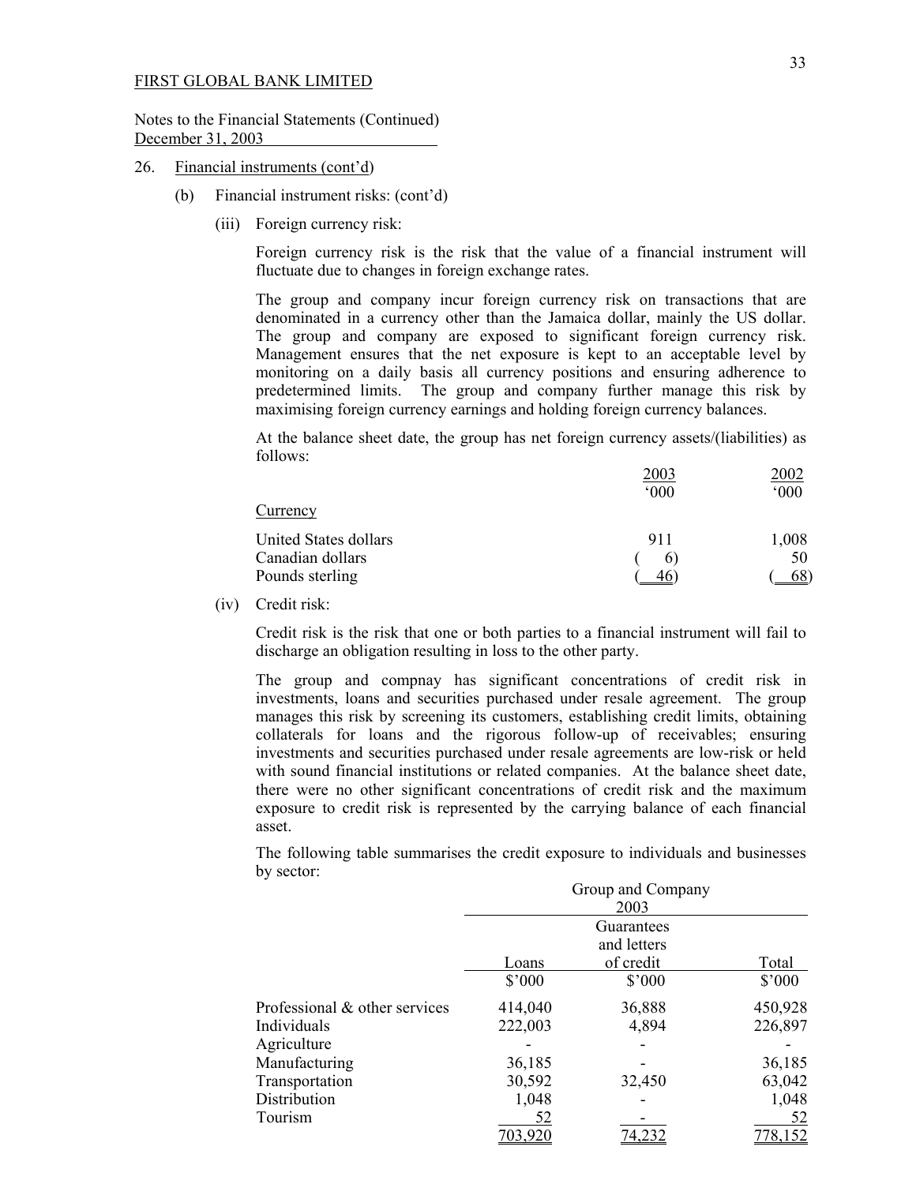FIRST GLOBAL BANK LIMITED

Notes to the Financial Statements (Continued)
December 31, 2003

26. Financial instruments (cont'd)

(b) Financial instrument risks: (cont'd)

(iii) Foreign currency risk:

Foreign currency risk is the risk that the value of a financial instrument will fluctuate due to changes in foreign exchange rates.

The group and company incur foreign currency risk on transactions that are denominated in a currency other than the Jamaica dollar, mainly the US dollar. The group and company are exposed to significant foreign currency risk. Management ensures that the net exposure is kept to an acceptable level by monitoring on a daily basis all currency positions and ensuring adherence to predetermined limits. The group and company further manage this risk by maximising foreign currency earnings and holding foreign currency balances.

At the balance sheet date, the group has net foreign currency assets/(liabilities) as follows:

| Currency | 2003 '000 | 2002 '000 |
|---|---|---|
| United States dollars | 911 | 1,008 |
| Canadian dollars | ( 6) | 50 |
| Pounds sterling | ( 46) | ( 68) |

(iv) Credit risk:

Credit risk is the risk that one or both parties to a financial instrument will fail to discharge an obligation resulting in loss to the other party.

The group and compnay has significant concentrations of credit risk in investments, loans and securities purchased under resale agreement. The group manages this risk by screening its customers, establishing credit limits, obtaining collaterals for loans and the rigorous follow-up of receivables; ensuring investments and securities purchased under resale agreements are low-risk or held with sound financial institutions or related companies. At the balance sheet date, there were no other significant concentrations of credit risk and the maximum exposure to credit risk is represented by the carrying balance of each financial asset.

The following table summarises the credit exposure to individuals and businesses by sector:

| | Group and Company 2003 | | |
|---|---|---|---|
| | Loans | Guarantees and letters of credit | Total |
| | $'000 | $'000 | $'000 |
| Professional & other services | 414,040 | 36,888 | 450,928 |
| Individuals | 222,003 | 4,894 | 226,897 |
| Agriculture | - | - | - |
| Manufacturing | 36,185 | - | 36,185 |
| Transportation | 30,592 | 32,450 | 63,042 |
| Distribution | 1,048 | - | 1,048 |
| Tourism | 52 | - | 52 |
| | 703,920 | 74,232 | 778,152 |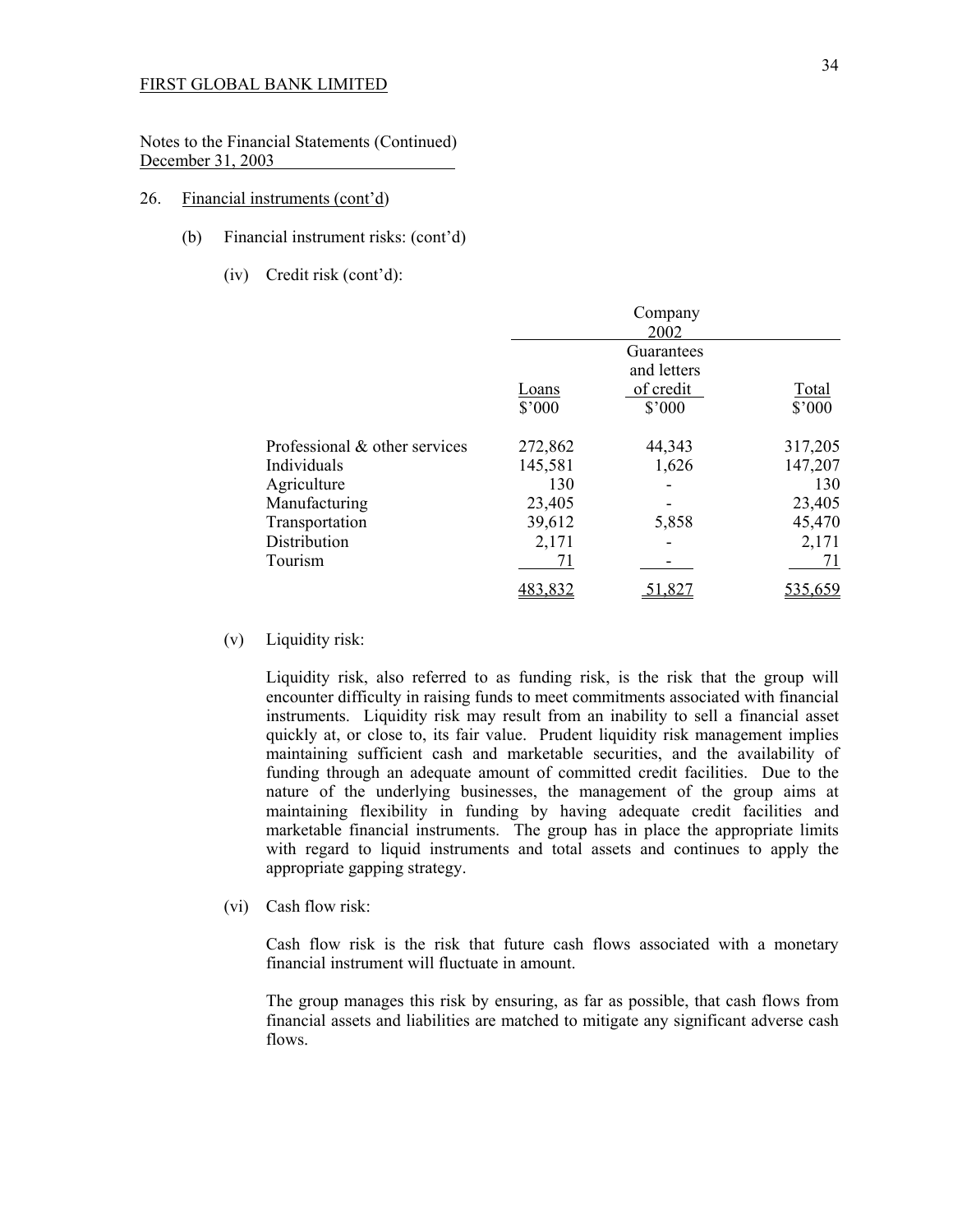FIRST GLOBAL BANK LIMITED

Notes to the Financial Statements (Continued)
December 31, 2003

26. Financial instruments (cont'd)

(b) Financial instrument risks: (cont'd)

(iv) Credit risk (cont'd):

| | Company 2002 | | |
|---|---|---|---|
| | Loans $'000 | Guarantees and letters of credit $'000 | Total $'000 |
| Professional & other services | 272,862 | 44,343 | 317,205 |
| Individuals | 145,581 | 1,626 | 147,207 |
| Agriculture | 130 | - | 130 |
| Manufacturing | 23,405 | - | 23,405 |
| Transportation | 39,612 | 5,858 | 45,470 |
| Distribution | 2,171 | - | 2,171 |
| Tourism | 71 | - | 71 |
| | 483,832 | 51,827 | 535,659 |

(v) Liquidity risk:

Liquidity risk, also referred to as funding risk, is the risk that the group will encounter difficulty in raising funds to meet commitments associated with financial instruments. Liquidity risk may result from an inability to sell a financial asset quickly at, or close to, its fair value. Prudent liquidity risk management implies maintaining sufficient cash and marketable securities, and the availability of funding through an adequate amount of committed credit facilities. Due to the nature of the underlying businesses, the management of the group aims at maintaining flexibility in funding by having adequate credit facilities and marketable financial instruments. The group has in place the appropriate limits with regard to liquid instruments and total assets and continues to apply the appropriate gapping strategy.

(vi) Cash flow risk:

Cash flow risk is the risk that future cash flows associated with a monetary financial instrument will fluctuate in amount.

The group manages this risk by ensuring, as far as possible, that cash flows from financial assets and liabilities are matched to mitigate any significant adverse cash flows.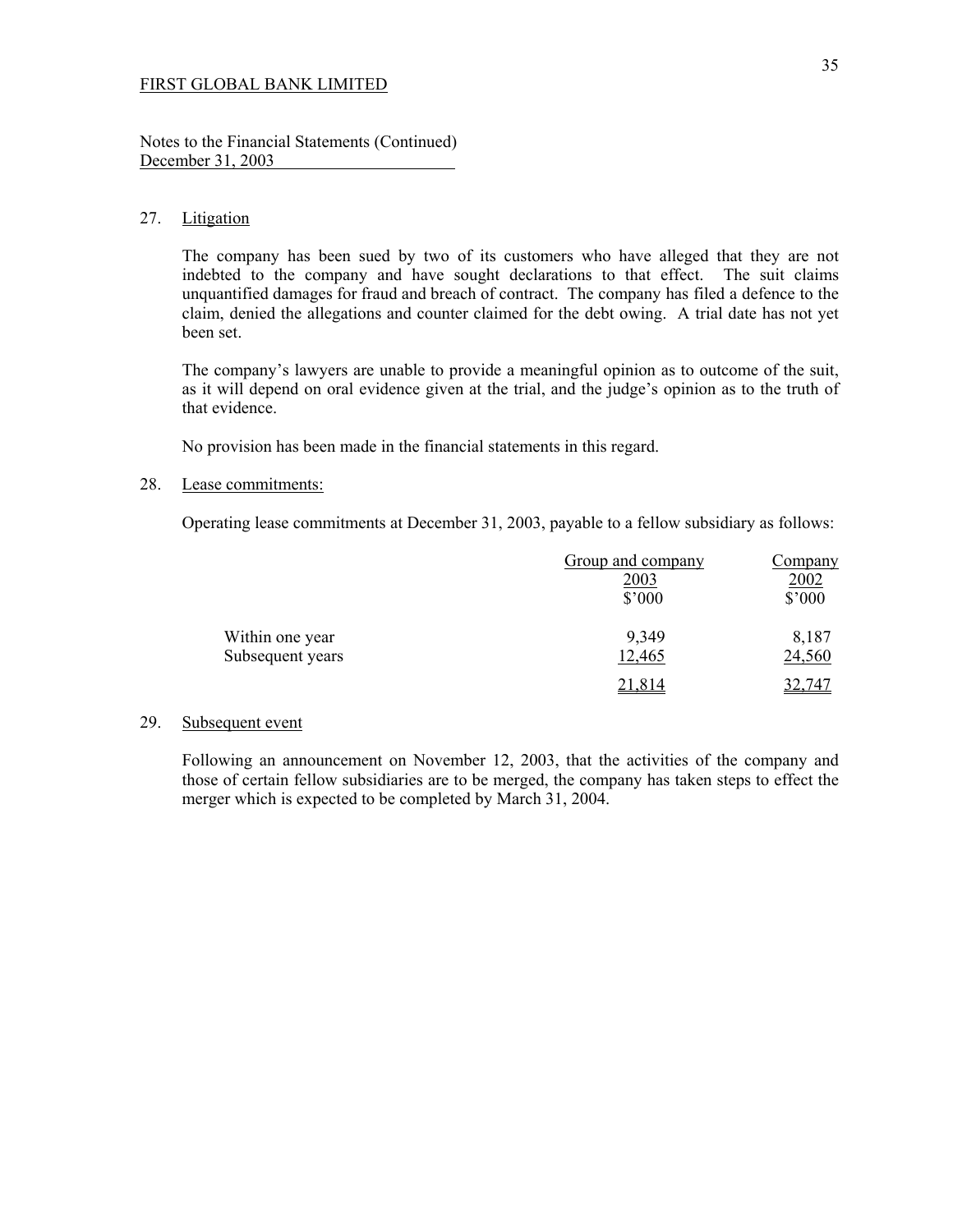FIRST GLOBAL BANK LIMITED

Notes to the Financial Statements (Continued)
December 31, 2003

## 27. Litigation

The company has been sued by two of its customers who have alleged that they are not indebted to the company and have sought declarations to that effect. The suit claims unquantified damages for fraud and breach of contract. The company has filed a defence to the claim, denied the allegations and counter claimed for the debt owing. A trial date has not yet been set.

The company's lawyers are unable to provide a meaningful opinion as to outcome of the suit, as it will depend on oral evidence given at the trial, and the judge's opinion as to the truth of that evidence.

No provision has been made in the financial statements in this regard.

## 28. Lease commitments:

Operating lease commitments at December 31, 2003, payable to a fellow subsidiary as follows:

| | Group and company<br>2003<br>$'000 | Company<br>2002<br>$'000 |
|---|---|---|
| Within one year | 9,349 | 8,187 |
| Subsequent years | 12,465 | 24,560 |
| | 21,814 | 32,747 |

## 29. Subsequent event

Following an announcement on November 12, 2003, that the activities of the company and those of certain fellow subsidiaries are to be merged, the company has taken steps to effect the merger which is expected to be completed by March 31, 2004.